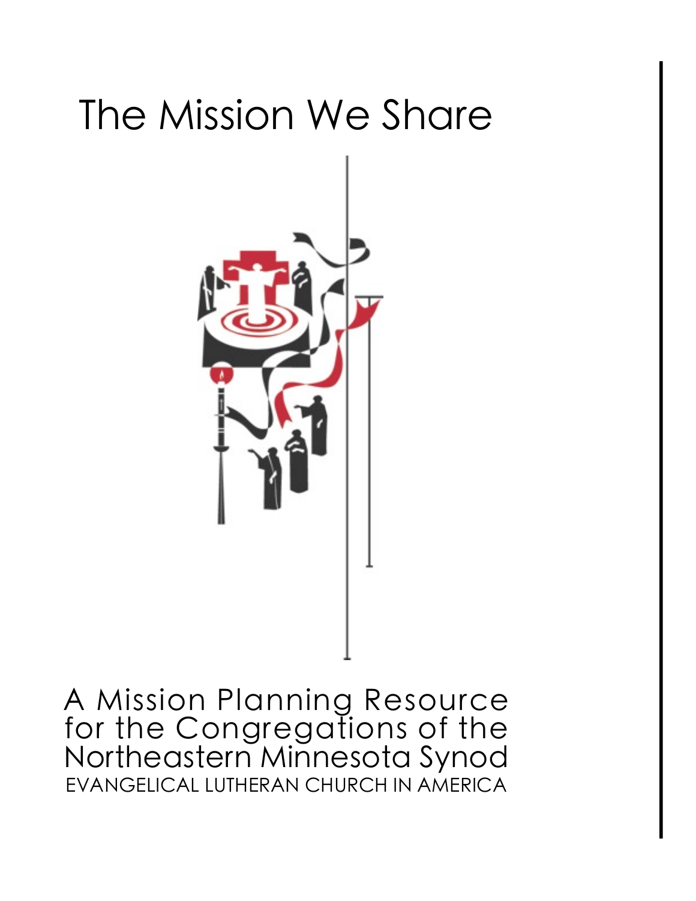# The Mission We Share

A Mission Planning Resource for the Congregations of the Northeastern Minnesota Synod

EVANGELICAL LUTHERAN CHURCH IN AMERICA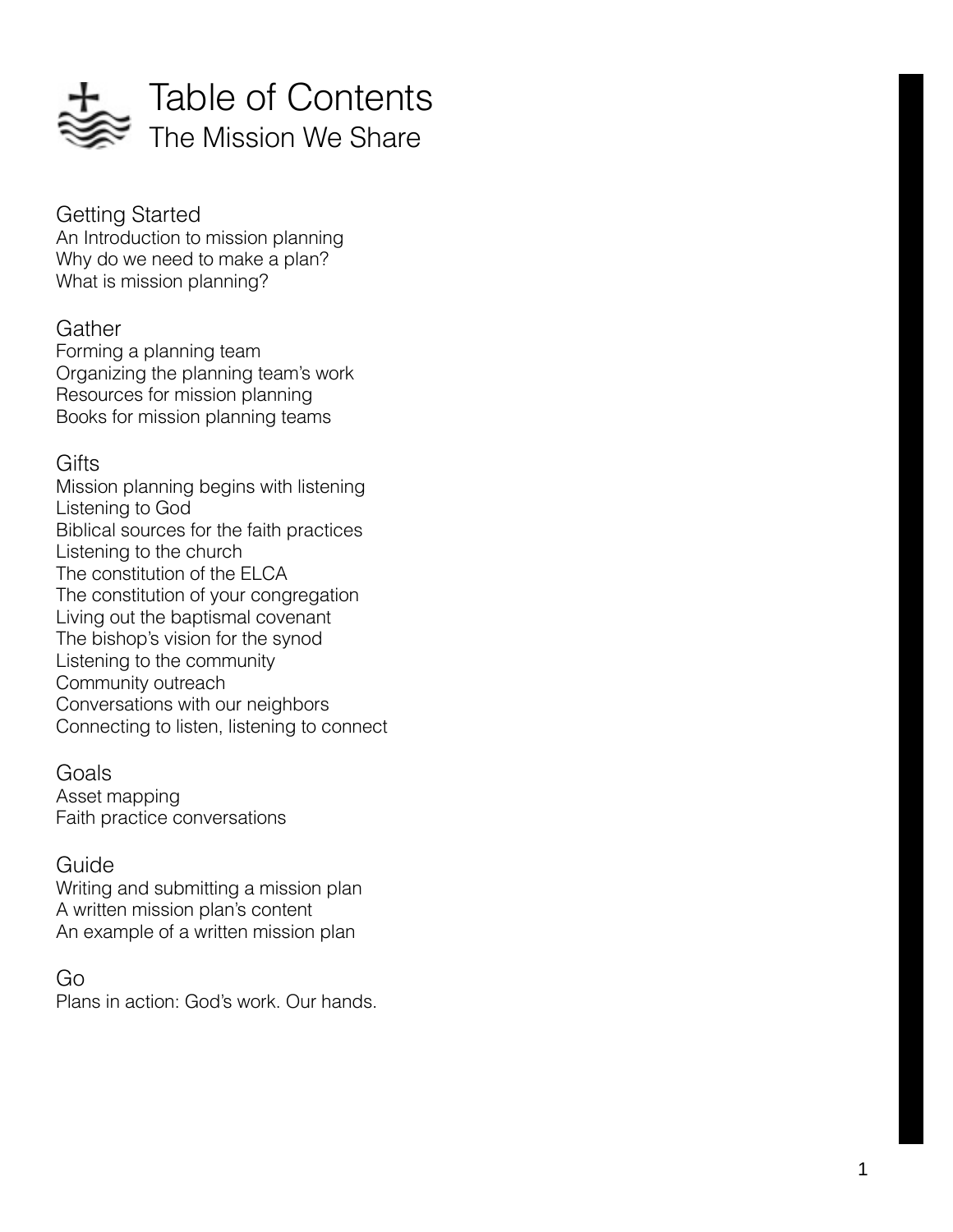# Table of Contents

## The Mission We Share

### Getting Started

An Introduction to mission planning
Why do we need to make a plan?
What is mission planning?

### Gather

Forming a planning team
Organizing the planning team's work
Resources for mission planning
Books for mission planning teams

### Gifts

Mission planning begins with listening
Listening to God
Biblical sources for the faith practices
Listening to the church
The constitution of the ELCA
The constitution of your congregation
Living out the baptismal covenant
The bishop's vision for the synod
Listening to the community
Community outreach
Conversations with our neighbors
Connecting to listen, listening to connect

### Goals

Asset mapping
Faith practice conversations

### Guide

Writing and submitting a mission plan
A written mission plan's content
An example of a written mission plan

### Go

Plans in action: God's work. Our hands.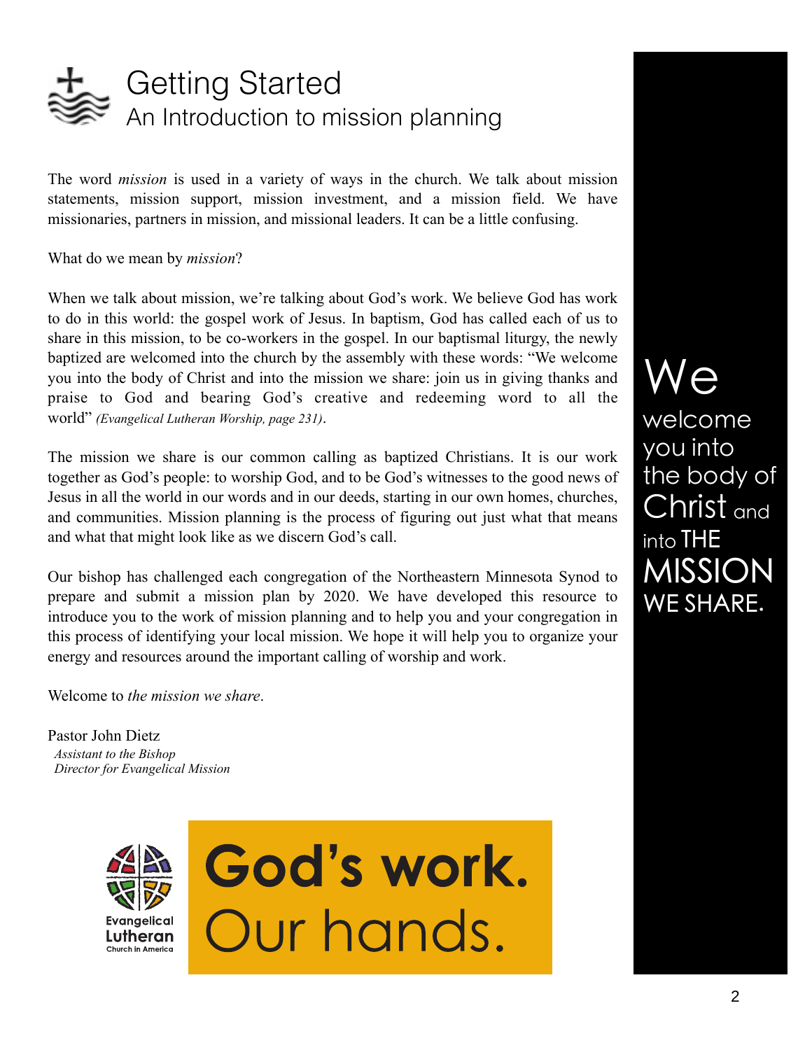# Getting Started

## An Introduction to mission planning

The word *mission* is used in a variety of ways in the church. We talk about mission statements, mission support, mission investment, and a mission field. We have missionaries, partners in mission, and missional leaders. It can be a little confusing.

What do we mean by *mission*?

When we talk about mission, we're talking about God's work. We believe God has work to do in this world: the gospel work of Jesus. In baptism, God has called each of us to share in this mission, to be co-workers in the gospel. In our baptismal liturgy, the newly baptized are welcomed into the church by the assembly with these words: "We welcome you into the body of Christ and into the mission we share: join us in giving thanks and praise to God and bearing God's creative and redeeming word to all the world" *(Evangelical Lutheran Worship, page 231)*.

The mission we share is our common calling as baptized Christians. It is our work together as God's people: to worship God, and to be God's witnesses to the good news of Jesus in all the world in our words and in our deeds, starting in our own homes, churches, and communities. Mission planning is the process of figuring out just what that means and what that might look like as we discern God's call.

Our bishop has challenged each congregation of the Northeastern Minnesota Synod to prepare and submit a mission plan by 2020. We have developed this resource to introduce you to the work of mission planning and to help you and your congregation in this process of identifying your local mission. We hope it will help you to organize your energy and resources around the important calling of worship and work.

Welcome to *the mission we share*.

Pastor John Dietz
*Assistant to the Bishop*
*Director for Evangelical Mission*

We welcome you into the body of Christ and into THE MISSION WE SHARE.

Evangelical Lutheran Church in America

**God's work.** Our hands.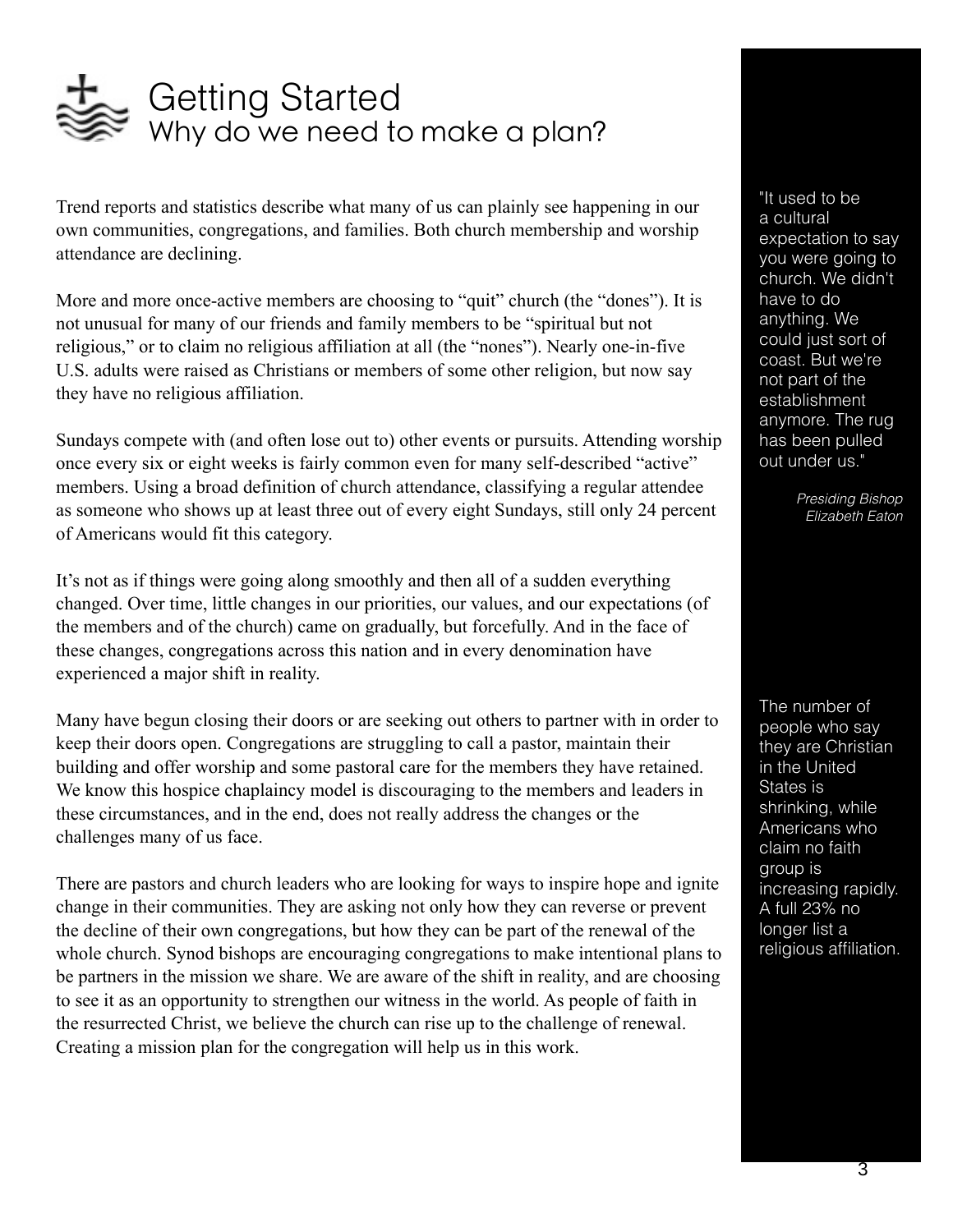# Getting Started

## Why do we need to make a plan?

Trend reports and statistics describe what many of us can plainly see happening in our own communities, congregations, and families. Both church membership and worship attendance are declining.

More and more once-active members are choosing to "quit" church (the "dones"). It is not unusual for many of our friends and family members to be "spiritual but not religious," or to claim no religious affiliation at all (the "nones"). Nearly one-in-five U.S. adults were raised as Christians or members of some other religion, but now say they have no religious affiliation.

Sundays compete with (and often lose out to) other events or pursuits. Attending worship once every six or eight weeks is fairly common even for many self-described "active" members. Using a broad definition of church attendance, classifying a regular attendee as someone who shows up at least three out of every eight Sundays, still only 24 percent of Americans would fit this category.

It's not as if things were going along smoothly and then all of a sudden everything changed. Over time, little changes in our priorities, our values, and our expectations (of the members and of the church) came on gradually, but forcefully. And in the face of these changes, congregations across this nation and in every denomination have experienced a major shift in reality.

Many have begun closing their doors or are seeking out others to partner with in order to keep their doors open. Congregations are struggling to call a pastor, maintain their building and offer worship and some pastoral care for the members they have retained. We know this hospice chaplaincy model is discouraging to the members and leaders in these circumstances, and in the end, does not really address the changes or the challenges many of us face.

There are pastors and church leaders who are looking for ways to inspire hope and ignite change in their communities. They are asking not only how they can reverse or prevent the decline of their own congregations, but how they can be part of the renewal of the whole church. Synod bishops are encouraging congregations to make intentional plans to be partners in the mission we share. We are aware of the shift in reality, and are choosing to see it as an opportunity to strengthen our witness in the world. As people of faith in the resurrected Christ, we believe the church can rise up to the challenge of renewal. Creating a mission plan for the congregation will help us in this work.

"It used to be a cultural expectation to say you were going to church. We didn't have to do anything. We could just sort of coast. But we're not part of the establishment anymore. The rug has been pulled out under us."

*Presiding Bishop Elizabeth Eaton*

The number of people who say they are Christian in the United States is shrinking, while Americans who claim no faith group is increasing rapidly. A full 23% no longer list a religious affiliation.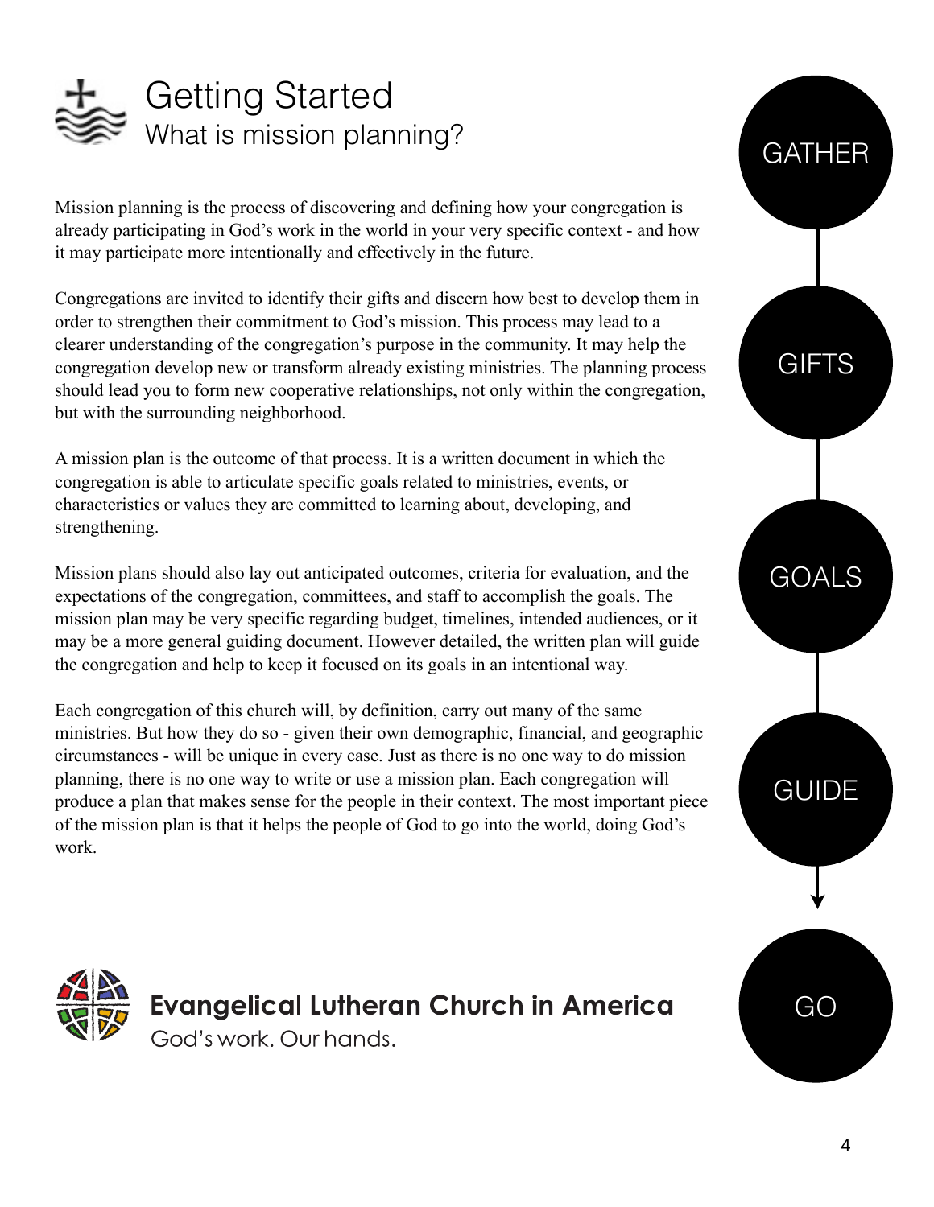# Getting Started

## What is mission planning?

Mission planning is the process of discovering and defining how your congregation is already participating in God's work in the world in your very specific context - and how it may participate more intentionally and effectively in the future.

Congregations are invited to identify their gifts and discern how best to develop them in order to strengthen their commitment to God's mission. This process may lead to a clearer understanding of the congregation's purpose in the community. It may help the congregation develop new or transform already existing ministries. The planning process should lead you to form new cooperative relationships, not only within the congregation, but with the surrounding neighborhood.

A mission plan is the outcome of that process. It is a written document in which the congregation is able to articulate specific goals related to ministries, events, or characteristics or values they are committed to learning about, developing, and strengthening.

Mission plans should also lay out anticipated outcomes, criteria for evaluation, and the expectations of the congregation, committees, and staff to accomplish the goals. The mission plan may be very specific regarding budget, timelines, intended audiences, or it may be a more general guiding document. However detailed, the written plan will guide the congregation and help to keep it focused on its goals in an intentional way.

Each congregation of this church will, by definition, carry out many of the same ministries. But how they do so - given their own demographic, financial, and geographic circumstances - will be unique in every case. Just as there is no one way to do mission planning, there is no one way to write or use a mission plan. Each congregation will produce a plan that makes sense for the people in their context. The most important piece of the mission plan is that it helps the people of God to go into the world, doing God's work.

GATHER → GIFTS → GOALS → GUIDE → GO

**Evangelical Lutheran Church in America**
God's work. Our hands.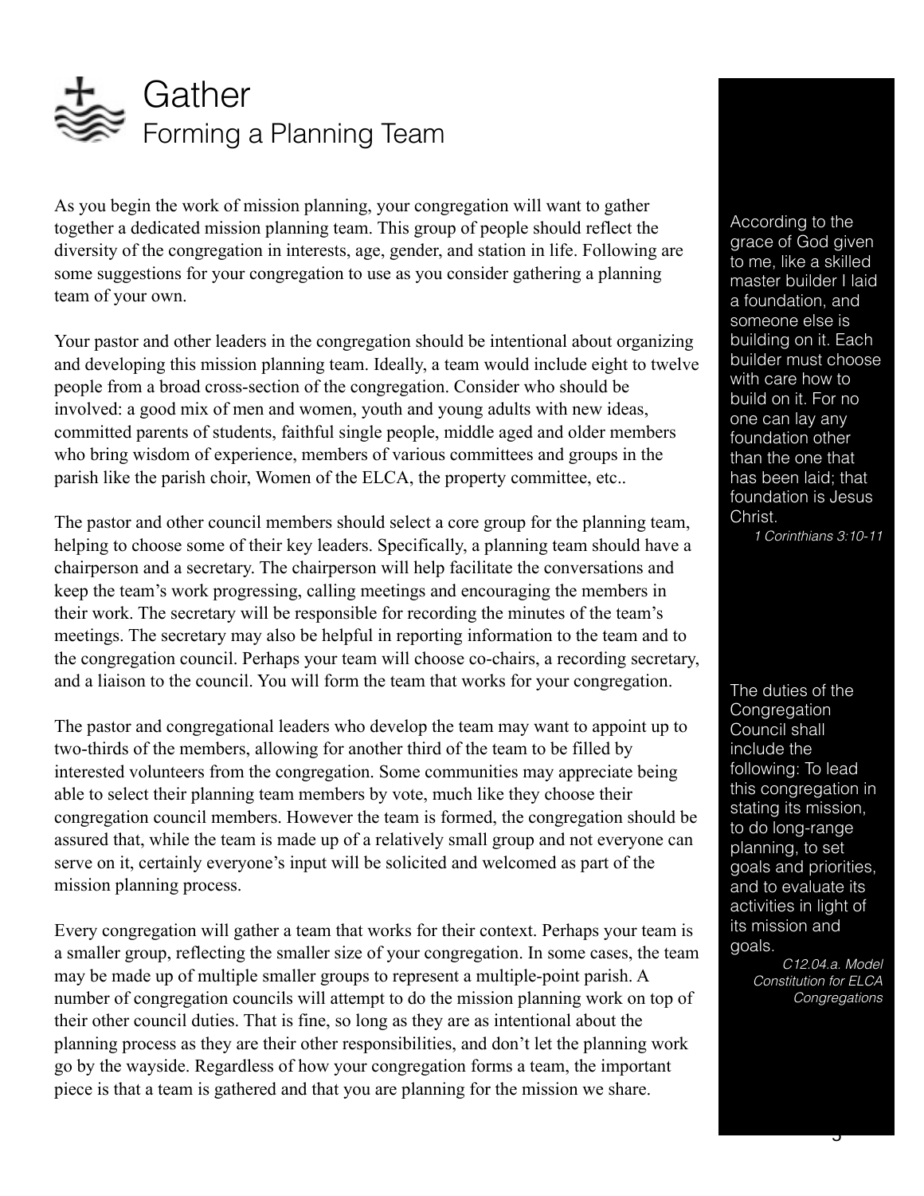# Gather

## Forming a Planning Team

As you begin the work of mission planning, your congregation will want to gather together a dedicated mission planning team. This group of people should reflect the diversity of the congregation in interests, age, gender, and station in life. Following are some suggestions for your congregation to use as you consider gathering a planning team of your own.

Your pastor and other leaders in the congregation should be intentional about organizing and developing this mission planning team. Ideally, a team would include eight to twelve people from a broad cross-section of the congregation. Consider who should be involved: a good mix of men and women, youth and young adults with new ideas, committed parents of students, faithful single people, middle aged and older members who bring wisdom of experience, members of various committees and groups in the parish like the parish choir, Women of the ELCA, the property committee, etc..

The pastor and other council members should select a core group for the planning team, helping to choose some of their key leaders. Specifically, a planning team should have a chairperson and a secretary. The chairperson will help facilitate the conversations and keep the team's work progressing, calling meetings and encouraging the members in their work. The secretary will be responsible for recording the minutes of the team's meetings. The secretary may also be helpful in reporting information to the team and to the congregation council. Perhaps your team will choose co-chairs, a recording secretary, and a liaison to the council. You will form the team that works for your congregation.

The pastor and congregational leaders who develop the team may want to appoint up to two-thirds of the members, allowing for another third of the team to be filled by interested volunteers from the congregation. Some communities may appreciate being able to select their planning team members by vote, much like they choose their congregation council members. However the team is formed, the congregation should be assured that, while the team is made up of a relatively small group and not everyone can serve on it, certainly everyone's input will be solicited and welcomed as part of the mission planning process.

Every congregation will gather a team that works for their context. Perhaps your team is a smaller group, reflecting the smaller size of your congregation. In some cases, the team may be made up of multiple smaller groups to represent a multiple-point parish. A number of congregation councils will attempt to do the mission planning work on top of their other council duties. That is fine, so long as they are as intentional about the planning process as they are their other responsibilities, and don't let the planning work go by the wayside. Regardless of how your congregation forms a team, the important piece is that a team is gathered and that you are planning for the mission we share.

According to the grace of God given to me, like a skilled master builder I laid a foundation, and someone else is building on it. Each builder must choose with care how to build on it. For no one can lay any foundation other than the one that has been laid; that foundation is Jesus Christ.

*1 Corinthians 3:10-11*

The duties of the Congregation Council shall include the following: To lead this congregation in stating its mission, to do long-range planning, to set goals and priorities, and to evaluate its activities in light of its mission and goals.

*C12.04.a. Model Constitution for ELCA Congregations*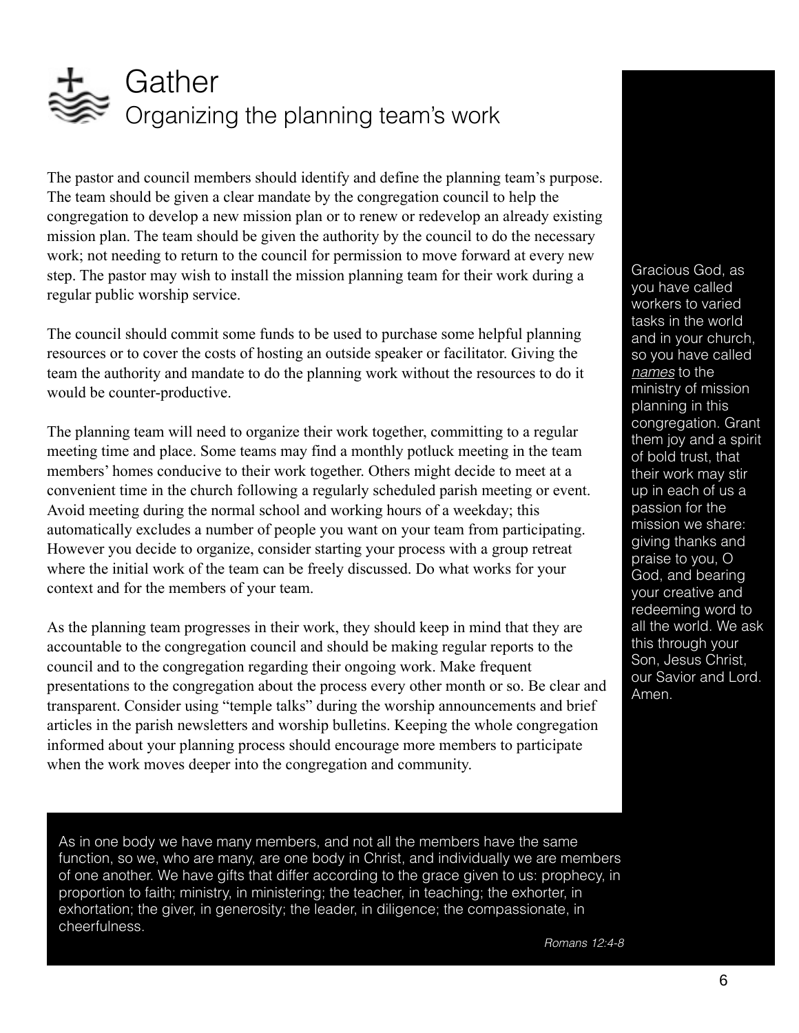# Gather

## Organizing the planning team's work

The pastor and council members should identify and define the planning team's purpose. The team should be given a clear mandate by the congregation council to help the congregation to develop a new mission plan or to renew or redevelop an already existing mission plan. The team should be given the authority by the council to do the necessary work; not needing to return to the council for permission to move forward at every new step. The pastor may wish to install the mission planning team for their work during a regular public worship service.

The council should commit some funds to be used to purchase some helpful planning resources or to cover the costs of hosting an outside speaker or facilitator. Giving the team the authority and mandate to do the planning work without the resources to do it would be counter-productive.

The planning team will need to organize their work together, committing to a regular meeting time and place. Some teams may find a monthly potluck meeting in the team members' homes conducive to their work together. Others might decide to meet at a convenient time in the church following a regularly scheduled parish meeting or event. Avoid meeting during the normal school and working hours of a weekday; this automatically excludes a number of people you want on your team from participating. However you decide to organize, consider starting your process with a group retreat where the initial work of the team can be freely discussed. Do what works for your context and for the members of your team.

As the planning team progresses in their work, they should keep in mind that they are accountable to the congregation council and should be making regular reports to the council and to the congregation regarding their ongoing work. Make frequent presentations to the congregation about the process every other month or so. Be clear and transparent. Consider using "temple talks" during the worship announcements and brief articles in the parish newsletters and worship bulletins. Keeping the whole congregation informed about your planning process should encourage more members to participate when the work moves deeper into the congregation and community.

Gracious God, as you have called workers to varied tasks in the world and in your church, so you have called *names* to the ministry of mission planning in this congregation. Grant them joy and a spirit of bold trust, that their work may stir up in each of us a passion for the mission we share: giving thanks and praise to you, O God, and bearing your creative and redeeming word to all the world. We ask this through your Son, Jesus Christ, our Savior and Lord. Amen.

As in one body we have many members, and not all the members have the same function, so we, who are many, are one body in Christ, and individually we are members of one another. We have gifts that differ according to the grace given to us: prophecy, in proportion to faith; ministry, in ministering; the teacher, in teaching; the exhorter, in exhortation; the giver, in generosity; the leader, in diligence; the compassionate, in cheerfulness.

*Romans 12:4-8*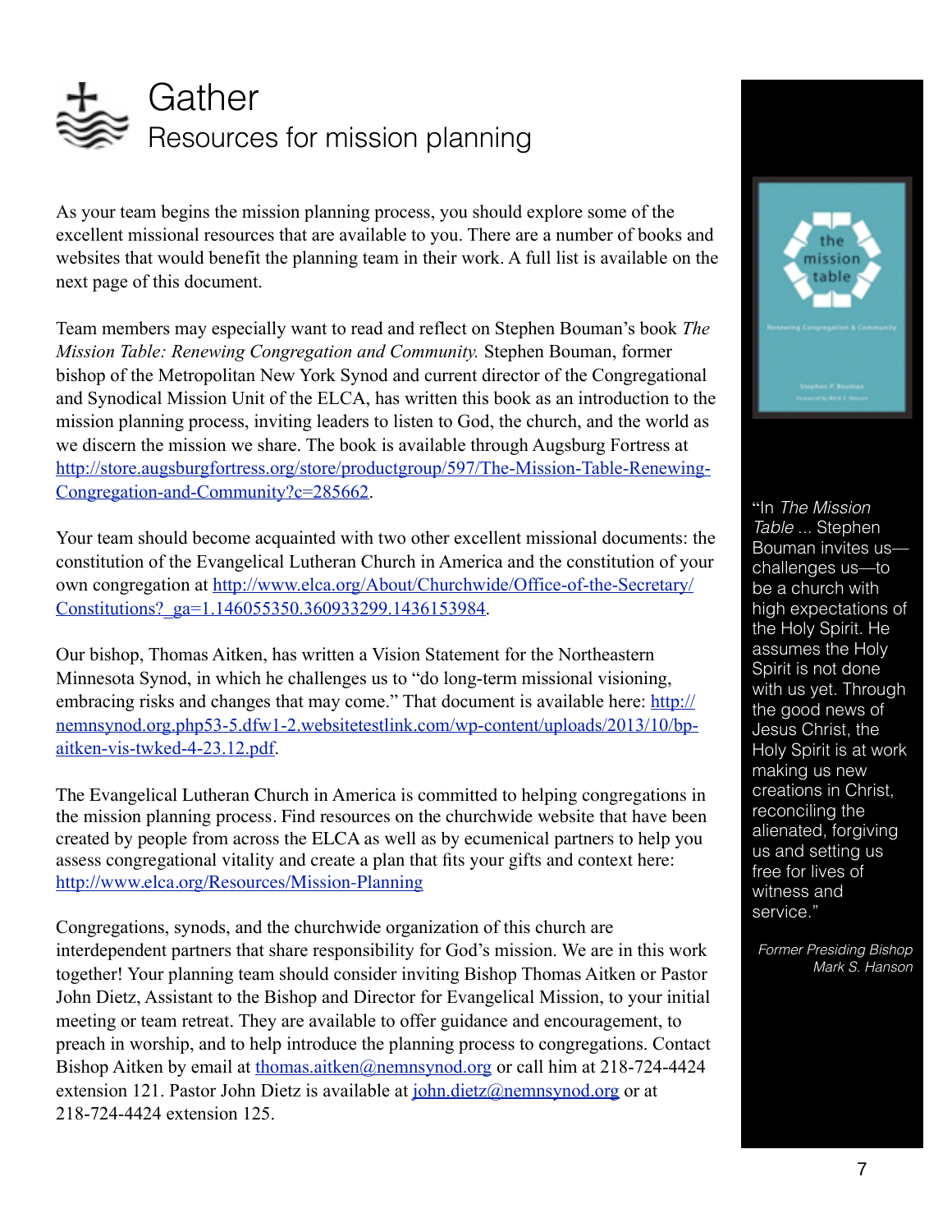# Gather

## Resources for mission planning

As your team begins the mission planning process, you should explore some of the excellent missional resources that are available to you. There are a number of books and websites that would benefit the planning team in their work. A full list is available on the next page of this document.

Team members may especially want to read and reflect on Stephen Bouman's book *The Mission Table: Renewing Congregation and Community.* Stephen Bouman, former bishop of the Metropolitan New York Synod and current director of the Congregational and Synodical Mission Unit of the ELCA, has written this book as an introduction to the mission planning process, inviting leaders to listen to God, the church, and the world as we discern the mission we share. The book is available through Augsburg Fortress at http://store.augsburgfortress.org/store/productgroup/597/The-Mission-Table-Renewing-Congregation-and-Community?c=285662.

Your team should become acquainted with two other excellent missional documents: the constitution of the Evangelical Lutheran Church in America and the constitution of your own congregation at http://www.elca.org/About/Churchwide/Office-of-the-Secretary/Constitutions?_ga=1.146055350.360933299.1436153984.

Our bishop, Thomas Aitken, has written a Vision Statement for the Northeastern Minnesota Synod, in which he challenges us to "do long-term missional visioning, embracing risks and changes that may come." That document is available here: http://nemnsynod.org.php53-5.dfw1-2.websitetestlink.com/wp-content/uploads/2013/10/bp-aitken-vis-twked-4-23.12.pdf.

The Evangelical Lutheran Church in America is committed to helping congregations in the mission planning process. Find resources on the churchwide website that have been created by people from across the ELCA as well as by ecumenical partners to help you assess congregational vitality and create a plan that fits your gifts and context here: http://www.elca.org/Resources/Mission-Planning

Congregations, synods, and the churchwide organization of this church are interdependent partners that share responsibility for God's mission. We are in this work together! Your planning team should consider inviting Bishop Thomas Aitken or Pastor John Dietz, Assistant to the Bishop and Director for Evangelical Mission, to your initial meeting or team retreat. They are available to offer guidance and encouragement, to preach in worship, and to help introduce the planning process to congregations. Contact Bishop Aitken by email at thomas.aitken@nemnsynod.org or call him at 218-724-4424 extension 121. Pastor John Dietz is available at john.dietz@nemnsynod.org or at 218-724-4424 extension 125.

"In *The Mission Table* ... Stephen Bouman invites us—challenges us—to be a church with high expectations of the Holy Spirit. He assumes the Holy Spirit is not done with us yet. Through the good news of Jesus Christ, the Holy Spirit is at work making us new creations in Christ, reconciling the alienated, forgiving us and setting us free for lives of witness and service."

*Former Presiding Bishop Mark S. Hanson*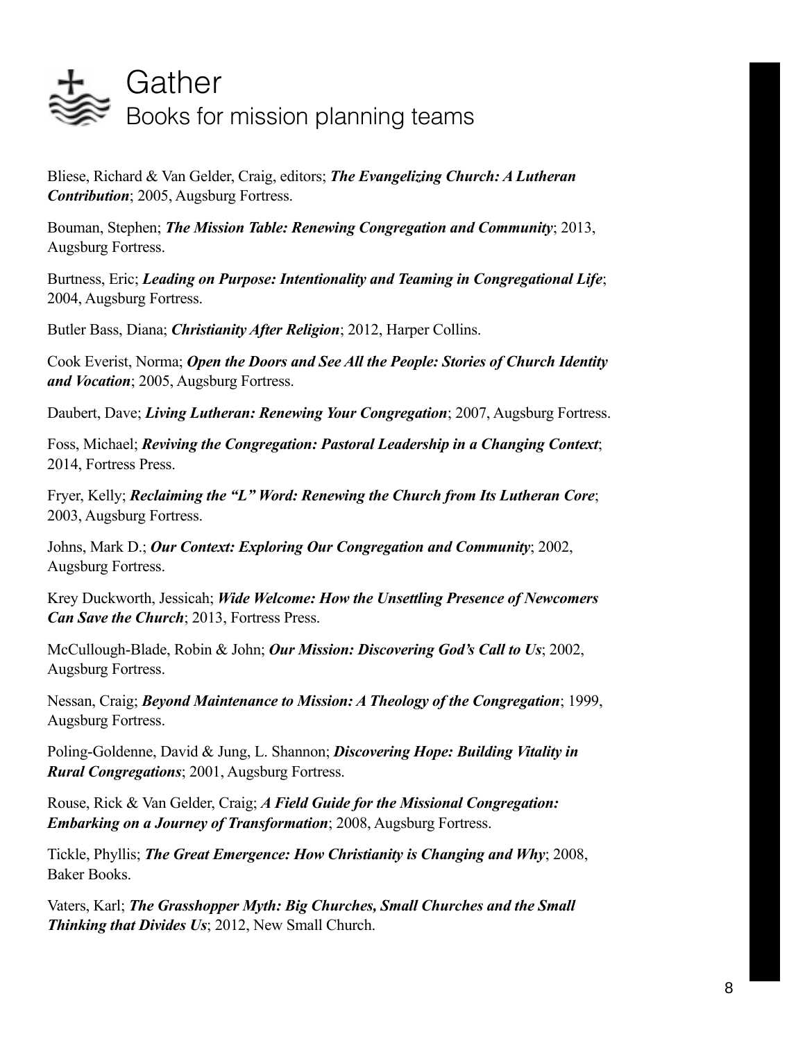# Gather

## Books for mission planning teams

Bliese, Richard & Van Gelder, Craig, editors; ***The Evangelizing Church: A Lutheran Contribution***; 2005, Augsburg Fortress.

Bouman, Stephen; ***The Mission Table: Renewing Congregation and Community***; 2013, Augsburg Fortress.

Burtness, Eric; ***Leading on Purpose: Intentionality and Teaming in Congregational Life***; 2004, Augsburg Fortress.

Butler Bass, Diana; ***Christianity After Religion***; 2012, Harper Collins.

Cook Everist, Norma; ***Open the Doors and See All the People: Stories of Church Identity and Vocation***; 2005, Augsburg Fortress.

Daubert, Dave; ***Living Lutheran: Renewing Your Congregation***; 2007, Augsburg Fortress.

Foss, Michael; ***Reviving the Congregation: Pastoral Leadership in a Changing Context***; 2014, Fortress Press.

Fryer, Kelly; ***Reclaiming the "L" Word: Renewing the Church from Its Lutheran Core***; 2003, Augsburg Fortress.

Johns, Mark D.; ***Our Context: Exploring Our Congregation and Community***; 2002, Augsburg Fortress.

Krey Duckworth, Jessicah; ***Wide Welcome: How the Unsettling Presence of Newcomers Can Save the Church***; 2013, Fortress Press.

McCullough-Blade, Robin & John; ***Our Mission: Discovering God's Call to Us***; 2002, Augsburg Fortress.

Nessan, Craig; ***Beyond Maintenance to Mission: A Theology of the Congregation***; 1999, Augsburg Fortress.

Poling-Goldenne, David & Jung, L. Shannon; ***Discovering Hope: Building Vitality in Rural Congregations***; 2001, Augsburg Fortress.

Rouse, Rick & Van Gelder, Craig; ***A Field Guide for the Missional Congregation: Embarking on a Journey of Transformation***; 2008, Augsburg Fortress.

Tickle, Phyllis; ***The Great Emergence: How Christianity is Changing and Why***; 2008, Baker Books.

Vaters, Karl; ***The Grasshopper Myth: Big Churches, Small Churches and the Small Thinking that Divides Us***; 2012, New Small Church.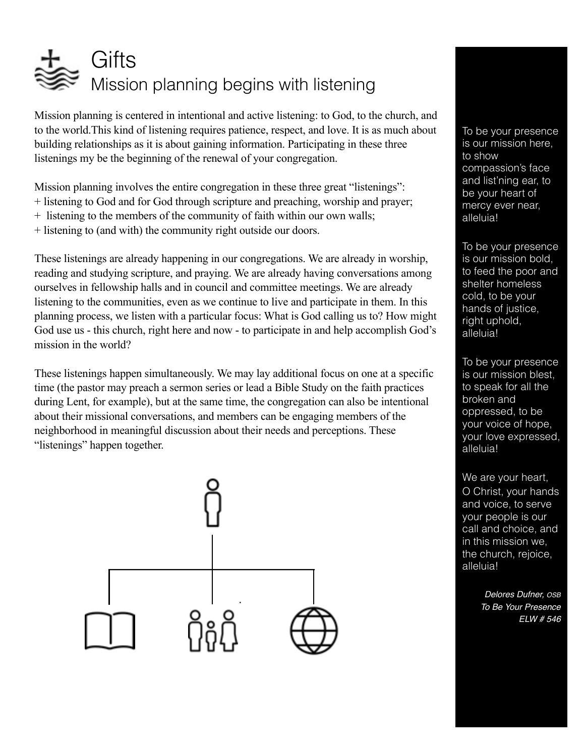# Gifts

## Mission planning begins with listening

Mission planning is centered in intentional and active listening: to God, to the church, and to the world.This kind of listening requires patience, respect, and love. It is as much about building relationships as it is about gaining information. Participating in these three listenings my be the beginning of the renewal of your congregation.

Mission planning involves the entire congregation in these three great “listenings”:
+ listening to God and for God through scripture and preaching, worship and prayer;
+ listening to the members of the community of faith within our own walls;
+ listening to (and with) the community right outside our doors.

These listenings are already happening in our congregations. We are already in worship, reading and studying scripture, and praying. We are already having conversations among ourselves in fellowship halls and in council and committee meetings. We are already listening to the communities, even as we continue to live and participate in them. In this planning process, we listen with a particular focus: What is God calling us to? How might God use us - this church, right here and now - to participate in and help accomplish God’s mission in the world?

These listenings happen simultaneously. We may lay additional focus on one at a specific time (the pastor may preach a sermon series or lead a Bible Study on the faith practices during Lent, for example), but at the same time, the congregation can also be intentional about their missional conversations, and members can be engaging members of the neighborhood in meaningful discussion about their needs and perceptions. These “listenings” happen together.

To be your presence is our mission here, to show compassion’s face and list’ning ear, to be your heart of mercy ever near, alleluia!

To be your presence is our mission bold, to feed the poor and shelter homeless cold, to be your hands of justice, right uphold, alleluia!

To be your presence is our mission blest, to speak for all the broken and oppressed, to be your voice of hope, your love expressed, alleluia!

We are your heart, O Christ, your hands and voice, to serve your people is our call and choice, and in this mission we, the church, rejoice, alleluia!

*Delores Dufner, OSB*
*To Be Your Presence*
*ELW # 546*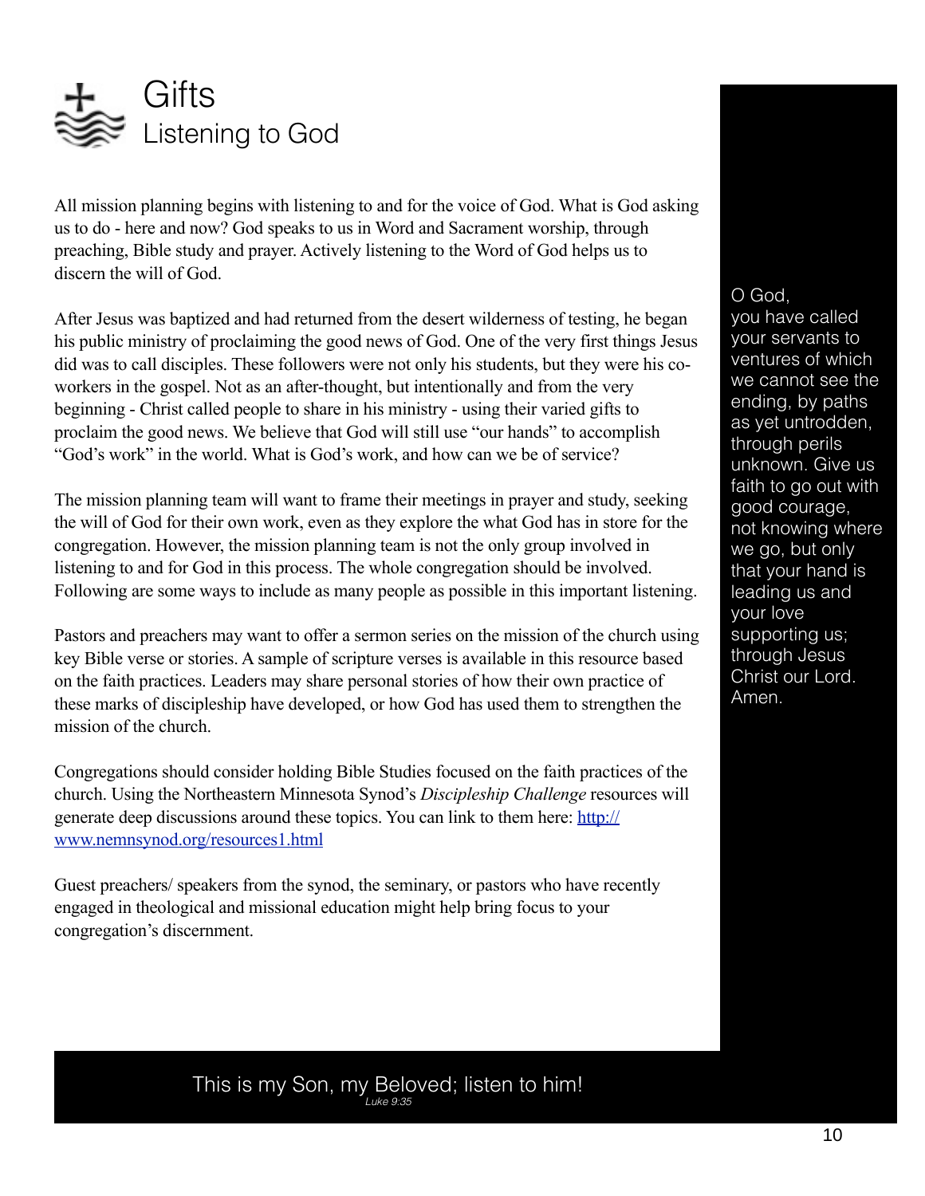# Gifts
## Listening to God

All mission planning begins with listening to and for the voice of God. What is God asking us to do - here and now? God speaks to us in Word and Sacrament worship, through preaching, Bible study and prayer. Actively listening to the Word of God helps us to discern the will of God.

After Jesus was baptized and had returned from the desert wilderness of testing, he began his public ministry of proclaiming the good news of God. One of the very first things Jesus did was to call disciples. These followers were not only his students, but they were his co-workers in the gospel. Not as an after-thought, but intentionally and from the very beginning - Christ called people to share in his ministry - using their varied gifts to proclaim the good news. We believe that God will still use "our hands" to accomplish "God's work" in the world. What is God's work, and how can we be of service?

The mission planning team will want to frame their meetings in prayer and study, seeking the will of God for their own work, even as they explore the what God has in store for the congregation. However, the mission planning team is not the only group involved in listening to and for God in this process. The whole congregation should be involved. Following are some ways to include as many people as possible in this important listening.

Pastors and preachers may want to offer a sermon series on the mission of the church using key Bible verse or stories. A sample of scripture verses is available in this resource based on the faith practices. Leaders may share personal stories of how their own practice of these marks of discipleship have developed, or how God has used them to strengthen the mission of the church.

Congregations should consider holding Bible Studies focused on the faith practices of the church. Using the Northeastern Minnesota Synod's *Discipleship Challenge* resources will generate deep discussions around these topics. You can link to them here: [http://www.nemnsynod.org/resources1.html](http://www.nemnsynod.org/resources1.html)

Guest preachers/ speakers from the synod, the seminary, or pastors who have recently engaged in theological and missional education might help bring focus to your congregation's discernment.

O God,
you have called your servants to ventures of which we cannot see the ending, by paths as yet untrodden, through perils unknown. Give us faith to go out with good courage, not knowing where we go, but only that your hand is leading us and your love supporting us; through Jesus Christ our Lord. Amen.

This is my Son, my Beloved; listen to him!
*Luke 9:35*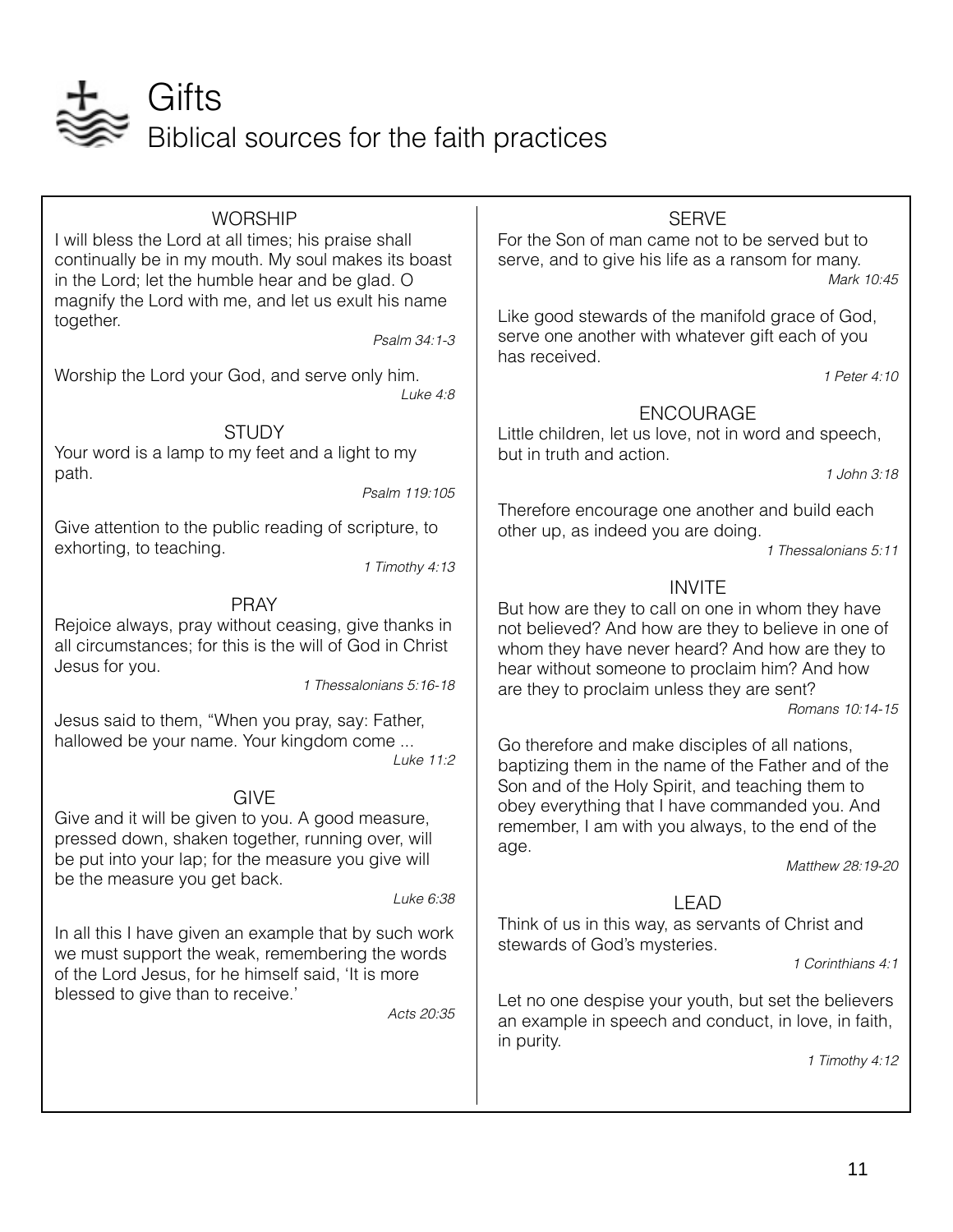# Gifts

## Biblical sources for the faith practices

### WORSHIP

I will bless the Lord at all times; his praise shall continually be in my mouth. My soul makes its boast in the Lord; let the humble hear and be glad. O magnify the Lord with me, and let us exult his name together.

*Psalm 34:1-3*

Worship the Lord your God, and serve only him.

*Luke 4:8*

### STUDY

Your word is a lamp to my feet and a light to my path.

*Psalm 119:105*

Give attention to the public reading of scripture, to exhorting, to teaching.

*1 Timothy 4:13*

### PRAY

Rejoice always, pray without ceasing, give thanks in all circumstances; for this is the will of God in Christ Jesus for you.

*1 Thessalonians 5:16-18*

Jesus said to them, "When you pray, say: Father, hallowed be your name. Your kingdom come ...

*Luke 11:2*

### GIVE

Give and it will be given to you. A good measure, pressed down, shaken together, running over, will be put into your lap; for the measure you give will be the measure you get back.

*Luke 6:38*

In all this I have given an example that by such work we must support the weak, remembering the words of the Lord Jesus, for he himself said, 'It is more blessed to give than to receive.'

*Acts 20:35*

### SERVE

For the Son of man came not to be served but to serve, and to give his life as a ransom for many.

*Mark 10:45*

Like good stewards of the manifold grace of God, serve one another with whatever gift each of you has received.

*1 Peter 4:10*

### ENCOURAGE

Little children, let us love, not in word and speech, but in truth and action.

*1 John 3:18*

Therefore encourage one another and build each other up, as indeed you are doing.

*1 Thessalonians 5:11*

### INVITE

But how are they to call on one in whom they have not believed? And how are they to believe in one of whom they have never heard? And how are they to hear without someone to proclaim him? And how are they to proclaim unless they are sent?

*Romans 10:14-15*

Go therefore and make disciples of all nations, baptizing them in the name of the Father and of the Son and of the Holy Spirit, and teaching them to obey everything that I have commanded you. And remember, I am with you always, to the end of the age.

*Matthew 28:19-20*

### LEAD

Think of us in this way, as servants of Christ and stewards of God's mysteries.

*1 Corinthians 4:1*

Let no one despise your youth, but set the believers an example in speech and conduct, in love, in faith, in purity.

*1 Timothy 4:12*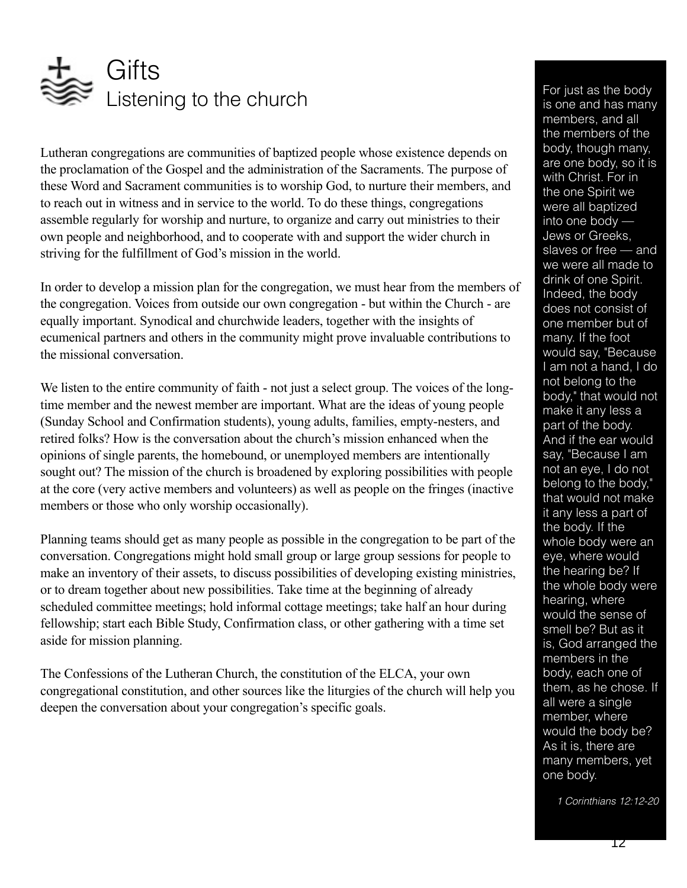# Gifts
## Listening to the church

Lutheran congregations are communities of baptized people whose existence depends on the proclamation of the Gospel and the administration of the Sacraments. The purpose of these Word and Sacrament communities is to worship God, to nurture their members, and to reach out in witness and in service to the world. To do these things, congregations assemble regularly for worship and nurture, to organize and carry out ministries to their own people and neighborhood, and to cooperate with and support the wider church in striving for the fulfillment of God's mission in the world.

In order to develop a mission plan for the congregation, we must hear from the members of the congregation. Voices from outside our own congregation - but within the Church - are equally important. Synodical and churchwide leaders, together with the insights of ecumenical partners and others in the community might prove invaluable contributions to the missional conversation.

We listen to the entire community of faith - not just a select group. The voices of the long-time member and the newest member are important. What are the ideas of young people (Sunday School and Confirmation students), young adults, families, empty-nesters, and retired folks? How is the conversation about the church's mission enhanced when the opinions of single parents, the homebound, or unemployed members are intentionally sought out? The mission of the church is broadened by exploring possibilities with people at the core (very active members and volunteers) as well as people on the fringes (inactive members or those who only worship occasionally).

Planning teams should get as many people as possible in the congregation to be part of the conversation. Congregations might hold small group or large group sessions for people to make an inventory of their assets, to discuss possibilities of developing existing ministries, or to dream together about new possibilities. Take time at the beginning of already scheduled committee meetings; hold informal cottage meetings; take half an hour during fellowship; start each Bible Study, Confirmation class, or other gathering with a time set aside for mission planning.

The Confessions of the Lutheran Church, the constitution of the ELCA, your own congregational constitution, and other sources like the liturgies of the church will help you deepen the conversation about your congregation's specific goals.

For just as the body is one and has many members, and all the members of the body, though many, are one body, so it is with Christ. For in the one Spirit we were all baptized into one body — Jews or Greeks, slaves or free — and we were all made to drink of one Spirit. Indeed, the body does not consist of one member but of many. If the foot would say, "Because I am not a hand, I do not belong to the body," that would not make it any less a part of the body. And if the ear would say, "Because I am not an eye, I do not belong to the body," that would not make it any less a part of the body. If the whole body were an eye, where would the hearing be? If the whole body were hearing, where would the sense of smell be? But as it is, God arranged the members in the body, each one of them, as he chose. If all were a single member, where would the body be? As it is, there are many members, yet one body.

*1 Corinthians 12:12-20*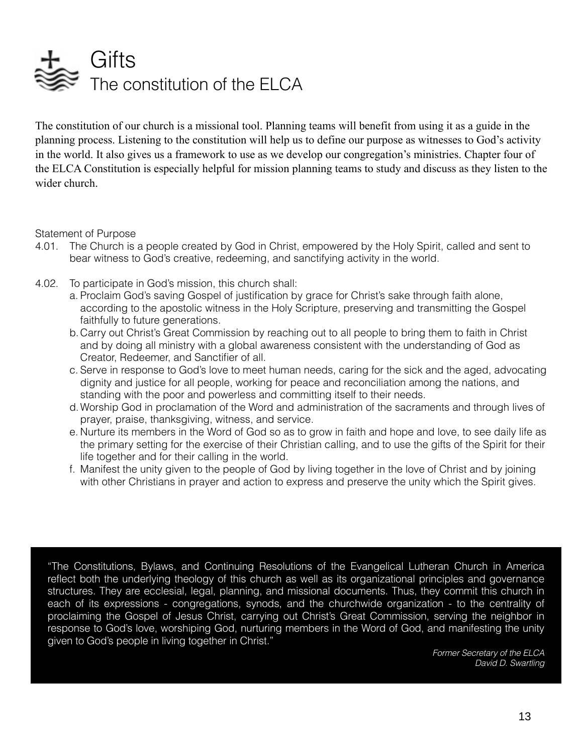# Gifts

## The constitution of the ELCA

The constitution of our church is a missional tool. Planning teams will benefit from using it as a guide in the planning process. Listening to the constitution will help us to define our purpose as witnesses to God's activity in the world. It also gives us a framework to use as we develop our congregation's ministries. Chapter four of the ELCA Constitution is especially helpful for mission planning teams to study and discuss as they listen to the wider church.

Statement of Purpose

4.01. The Church is a people created by God in Christ, empowered by the Holy Spirit, called and sent to bear witness to God's creative, redeeming, and sanctifying activity in the world.

4.02. To participate in God's mission, this church shall:

a. Proclaim God's saving Gospel of justification by grace for Christ's sake through faith alone, according to the apostolic witness in the Holy Scripture, preserving and transmitting the Gospel faithfully to future generations.

b. Carry out Christ's Great Commission by reaching out to all people to bring them to faith in Christ and by doing all ministry with a global awareness consistent with the understanding of God as Creator, Redeemer, and Sanctifier of all.

c. Serve in response to God's love to meet human needs, caring for the sick and the aged, advocating dignity and justice for all people, working for peace and reconciliation among the nations, and standing with the poor and powerless and committing itself to their needs.

d. Worship God in proclamation of the Word and administration of the sacraments and through lives of prayer, praise, thanksgiving, witness, and service.

e. Nurture its members in the Word of God so as to grow in faith and hope and love, to see daily life as the primary setting for the exercise of their Christian calling, and to use the gifts of the Spirit for their life together and for their calling in the world.

f. Manifest the unity given to the people of God by living together in the love of Christ and by joining with other Christians in prayer and action to express and preserve the unity which the Spirit gives.

> "The Constitutions, Bylaws, and Continuing Resolutions of the Evangelical Lutheran Church in America reflect both the underlying theology of this church as well as its organizational principles and governance structures. They are ecclesial, legal, planning, and missional documents. Thus, they commit this church in each of its expressions - congregations, synods, and the churchwide organization - to the centrality of proclaiming the Gospel of Jesus Christ, carrying out Christ's Great Commission, serving the neighbor in response to God's love, worshiping God, nurturing members in the Word of God, and manifesting the unity given to God's people in living together in Christ."
>
> *Former Secretary of the ELCA*
> *David D. Swartling*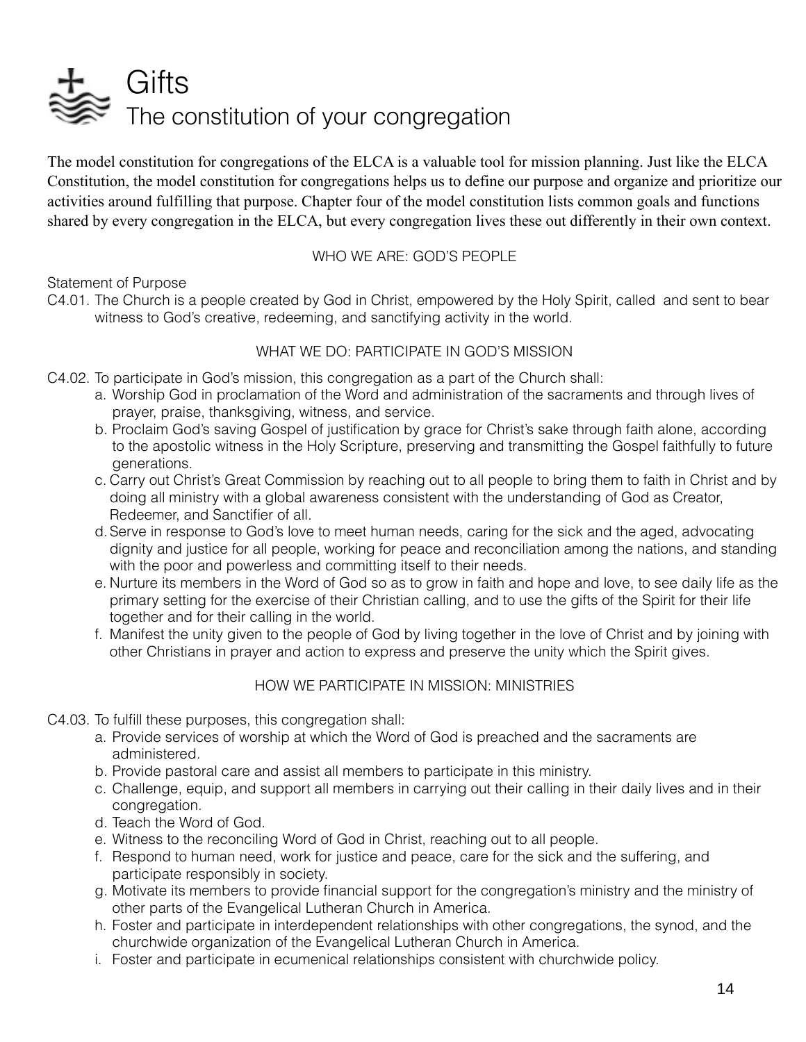# Gifts

## The constitution of your congregation

The model constitution for congregations of the ELCA is a valuable tool for mission planning. Just like the ELCA Constitution, the model constitution for congregations helps us to define our purpose and organize and prioritize our activities around fulfilling that purpose. Chapter four of the model constitution lists common goals and functions shared by every congregation in the ELCA, but every congregation lives these out differently in their own context.

### WHO WE ARE: GOD'S PEOPLE

Statement of Purpose

C4.01. The Church is a people created by God in Christ, empowered by the Holy Spirit, called and sent to bear witness to God's creative, redeeming, and sanctifying activity in the world.

### WHAT WE DO: PARTICIPATE IN GOD'S MISSION

C4.02. To participate in God's mission, this congregation as a part of the Church shall:

- a. Worship God in proclamation of the Word and administration of the sacraments and through lives of prayer, praise, thanksgiving, witness, and service.
- b. Proclaim God's saving Gospel of justification by grace for Christ's sake through faith alone, according to the apostolic witness in the Holy Scripture, preserving and transmitting the Gospel faithfully to future generations.
- c. Carry out Christ's Great Commission by reaching out to all people to bring them to faith in Christ and by doing all ministry with a global awareness consistent with the understanding of God as Creator, Redeemer, and Sanctifier of all.
- d. Serve in response to God's love to meet human needs, caring for the sick and the aged, advocating dignity and justice for all people, working for peace and reconciliation among the nations, and standing with the poor and powerless and committing itself to their needs.
- e. Nurture its members in the Word of God so as to grow in faith and hope and love, to see daily life as the primary setting for the exercise of their Christian calling, and to use the gifts of the Spirit for their life together and for their calling in the world.
- f. Manifest the unity given to the people of God by living together in the love of Christ and by joining with other Christians in prayer and action to express and preserve the unity which the Spirit gives.

### HOW WE PARTICIPATE IN MISSION: MINISTRIES

C4.03. To fulfill these purposes, this congregation shall:

- a. Provide services of worship at which the Word of God is preached and the sacraments are administered.
- b. Provide pastoral care and assist all members to participate in this ministry.
- c. Challenge, equip, and support all members in carrying out their calling in their daily lives and in their congregation.
- d. Teach the Word of God.
- e. Witness to the reconciling Word of God in Christ, reaching out to all people.
- f. Respond to human need, work for justice and peace, care for the sick and the suffering, and participate responsibly in society.
- g. Motivate its members to provide financial support for the congregation's ministry and the ministry of other parts of the Evangelical Lutheran Church in America.
- h. Foster and participate in interdependent relationships with other congregations, the synod, and the churchwide organization of the Evangelical Lutheran Church in America.
- i. Foster and participate in ecumenical relationships consistent with churchwide policy.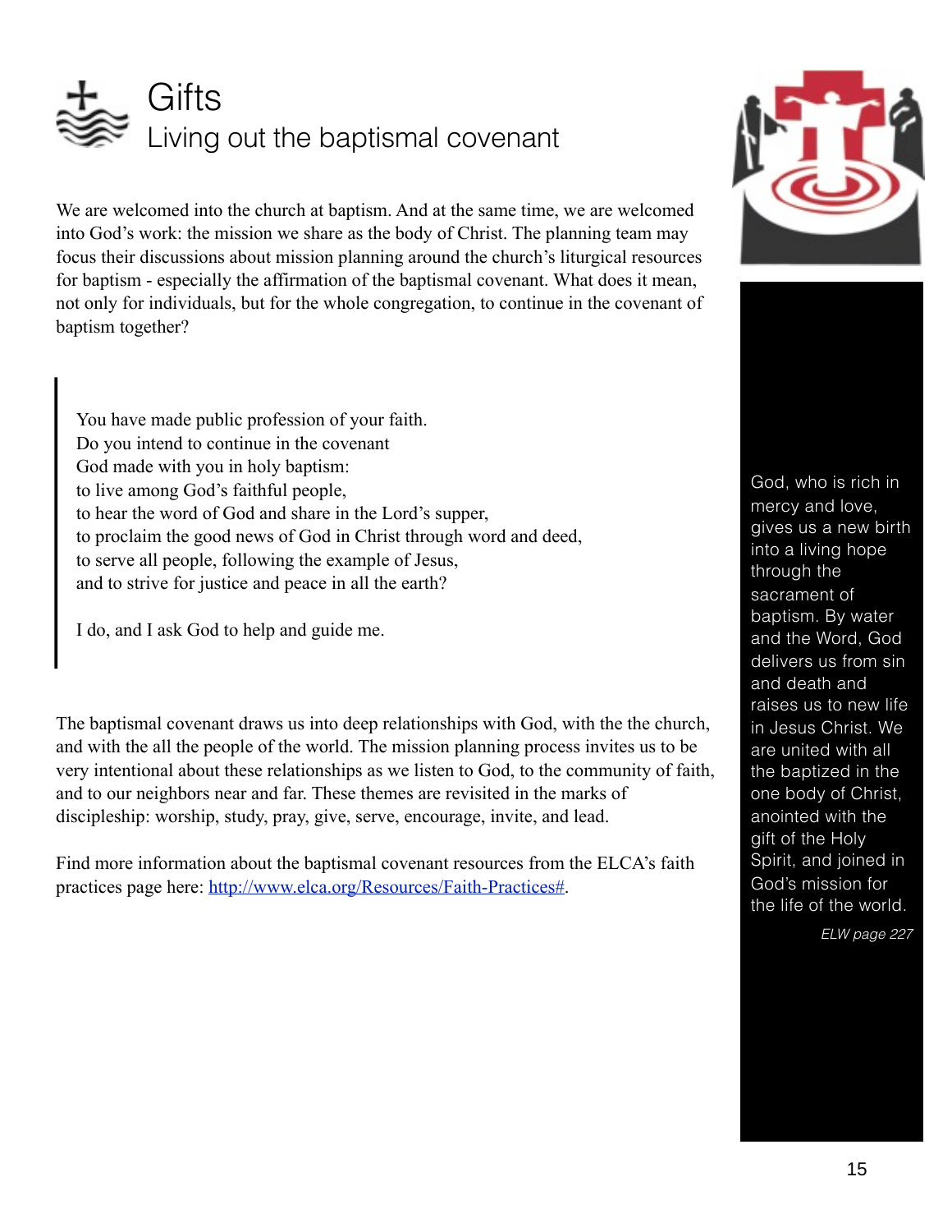# Gifts

## Living out the baptismal covenant

We are welcomed into the church at baptism. And at the same time, we are welcomed into God's work: the mission we share as the body of Christ. The planning team may focus their discussions about mission planning around the church's liturgical resources for baptism - especially the affirmation of the baptismal covenant. What does it mean, not only for individuals, but for the whole congregation, to continue in the covenant of baptism together?

> You have made public profession of your faith.
> Do you intend to continue in the covenant
> God made with you in holy baptism:
> to live among God's faithful people,
> to hear the word of God and share in the Lord's supper,
> to proclaim the good news of God in Christ through word and deed,
> to serve all people, following the example of Jesus,
> and to strive for justice and peace in all the earth?
>
> I do, and I ask God to help and guide me.

The baptismal covenant draws us into deep relationships with God, with the the church, and with the all the people of the world. The mission planning process invites us to be very intentional about these relationships as we listen to God, to the community of faith, and to our neighbors near and far. These themes are revisited in the marks of discipleship: worship, study, pray, give, serve, encourage, invite, and lead.

Find more information about the baptismal covenant resources from the ELCA's faith practices page here: [http://www.elca.org/Resources/Faith-Practices#](http://www.elca.org/Resources/Faith-Practices#).

God, who is rich in mercy and love, gives us a new birth into a living hope through the sacrament of baptism. By water and the Word, God delivers us from sin and death and raises us to new life in Jesus Christ. We are united with all the baptized in the one body of Christ, anointed with the gift of the Holy Spirit, and joined in God's mission for the life of the world.

*ELW page 227*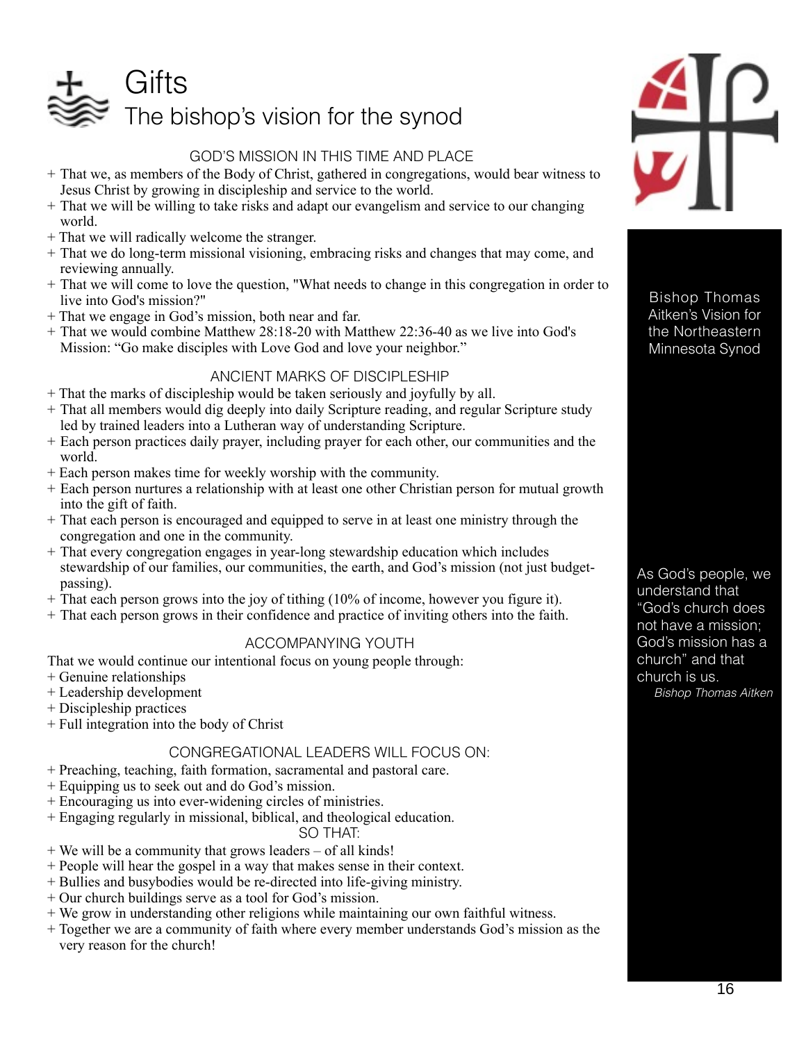# Gifts

## The bishop's vision for the synod

### GOD'S MISSION IN THIS TIME AND PLACE

+ That we, as members of the Body of Christ, gathered in congregations, would bear witness to Jesus Christ by growing in discipleship and service to the world.
+ That we will be willing to take risks and adapt our evangelism and service to our changing world.
+ That we will radically welcome the stranger.
+ That we do long-term missional visioning, embracing risks and changes that may come, and reviewing annually.
+ That we will come to love the question, "What needs to change in this congregation in order to live into God's mission?"
+ That we engage in God's mission, both near and far.
+ That we would combine Matthew 28:18-20 with Matthew 22:36-40 as we live into God's Mission: "Go make disciples with Love God and love your neighbor."

### ANCIENT MARKS OF DISCIPLESHIP

+ That the marks of discipleship would be taken seriously and joyfully by all.
+ That all members would dig deeply into daily Scripture reading, and regular Scripture study led by trained leaders into a Lutheran way of understanding Scripture.
+ Each person practices daily prayer, including prayer for each other, our communities and the world.
+ Each person makes time for weekly worship with the community.
+ Each person nurtures a relationship with at least one other Christian person for mutual growth into the gift of faith.
+ That each person is encouraged and equipped to serve in at least one ministry through the congregation and one in the community.
+ That every congregation engages in year-long stewardship education which includes stewardship of our families, our communities, the earth, and God's mission (not just budget-passing).
+ That each person grows into the joy of tithing (10% of income, however you figure it).
+ That each person grows in their confidence and practice of inviting others into the faith.

### ACCOMPANYING YOUTH

That we would continue our intentional focus on young people through:

+ Genuine relationships
+ Leadership development
+ Discipleship practices
+ Full integration into the body of Christ

### CONGREGATIONAL LEADERS WILL FOCUS ON:

+ Preaching, teaching, faith formation, sacramental and pastoral care.
+ Equipping us to seek out and do God's mission.
+ Encouraging us into ever-widening circles of ministries.
+ Engaging regularly in missional, biblical, and theological education.

SO THAT:

+ We will be a community that grows leaders – of all kinds!
+ People will hear the gospel in a way that makes sense in their context.
+ Bullies and busybodies would be re-directed into life-giving ministry.
+ Our church buildings serve as a tool for God's mission.
+ We grow in understanding other religions while maintaining our own faithful witness.
+ Together we are a community of faith where every member understands God's mission as the very reason for the church!

Bishop Thomas Aitken's Vision for the Northeastern Minnesota Synod

As God's people, we understand that "God's church does not have a mission; God's mission has a church" and that church is us.

*Bishop Thomas Aitken*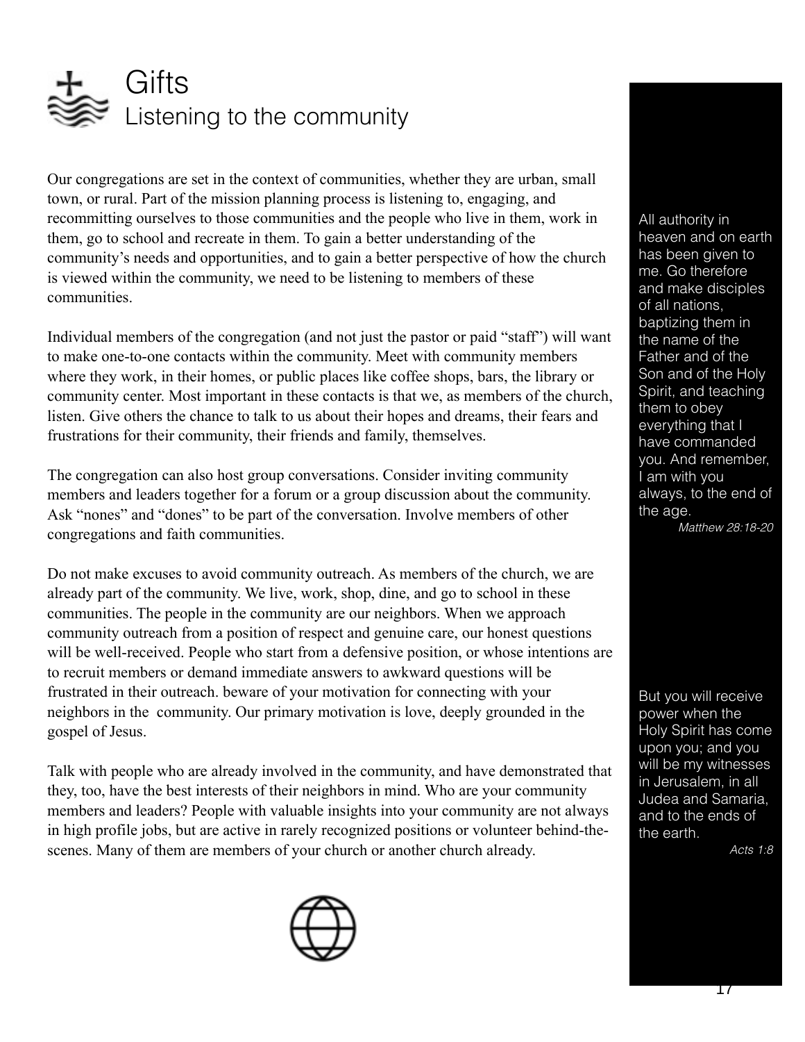# Gifts

## Listening to the community

Our congregations are set in the context of communities, whether they are urban, small town, or rural. Part of the mission planning process is listening to, engaging, and recommitting ourselves to those communities and the people who live in them, work in them, go to school and recreate in them. To gain a better understanding of the community's needs and opportunities, and to gain a better perspective of how the church is viewed within the community, we need to be listening to members of these communities.

Individual members of the congregation (and not just the pastor or paid "staff") will want to make one-to-one contacts within the community. Meet with community members where they work, in their homes, or public places like coffee shops, bars, the library or community center. Most important in these contacts is that we, as members of the church, listen. Give others the chance to talk to us about their hopes and dreams, their fears and frustrations for their community, their friends and family, themselves.

The congregation can also host group conversations. Consider inviting community members and leaders together for a forum or a group discussion about the community. Ask "nones" and "dones" to be part of the conversation. Involve members of other congregations and faith communities.

Do not make excuses to avoid community outreach. As members of the church, we are already part of the community. We live, work, shop, dine, and go to school in these communities. The people in the community are our neighbors. When we approach community outreach from a position of respect and genuine care, our honest questions will be well-received. People who start from a defensive position, or whose intentions are to recruit members or demand immediate answers to awkward questions will be frustrated in their outreach. beware of your motivation for connecting with your neighbors in the  community. Our primary motivation is love, deeply grounded in the gospel of Jesus.

Talk with people who are already involved in the community, and have demonstrated that they, too, have the best interests of their neighbors in mind. Who are your community members and leaders? People with valuable insights into your community are not always in high profile jobs, but are active in rarely recognized positions or volunteer behind-the-scenes. Many of them are members of your church or another church already.

All authority in heaven and on earth has been given to me. Go therefore and make disciples of all nations, baptizing them in the name of the Father and of the Son and of the Holy Spirit, and teaching them to obey everything that I have commanded you. And remember, I am with you always, to the end of the age.

*Matthew 28:18-20*

But you will receive power when the Holy Spirit has come upon you; and you will be my witnesses in Jerusalem, in all Judea and Samaria, and to the ends of the earth.

*Acts 1:8*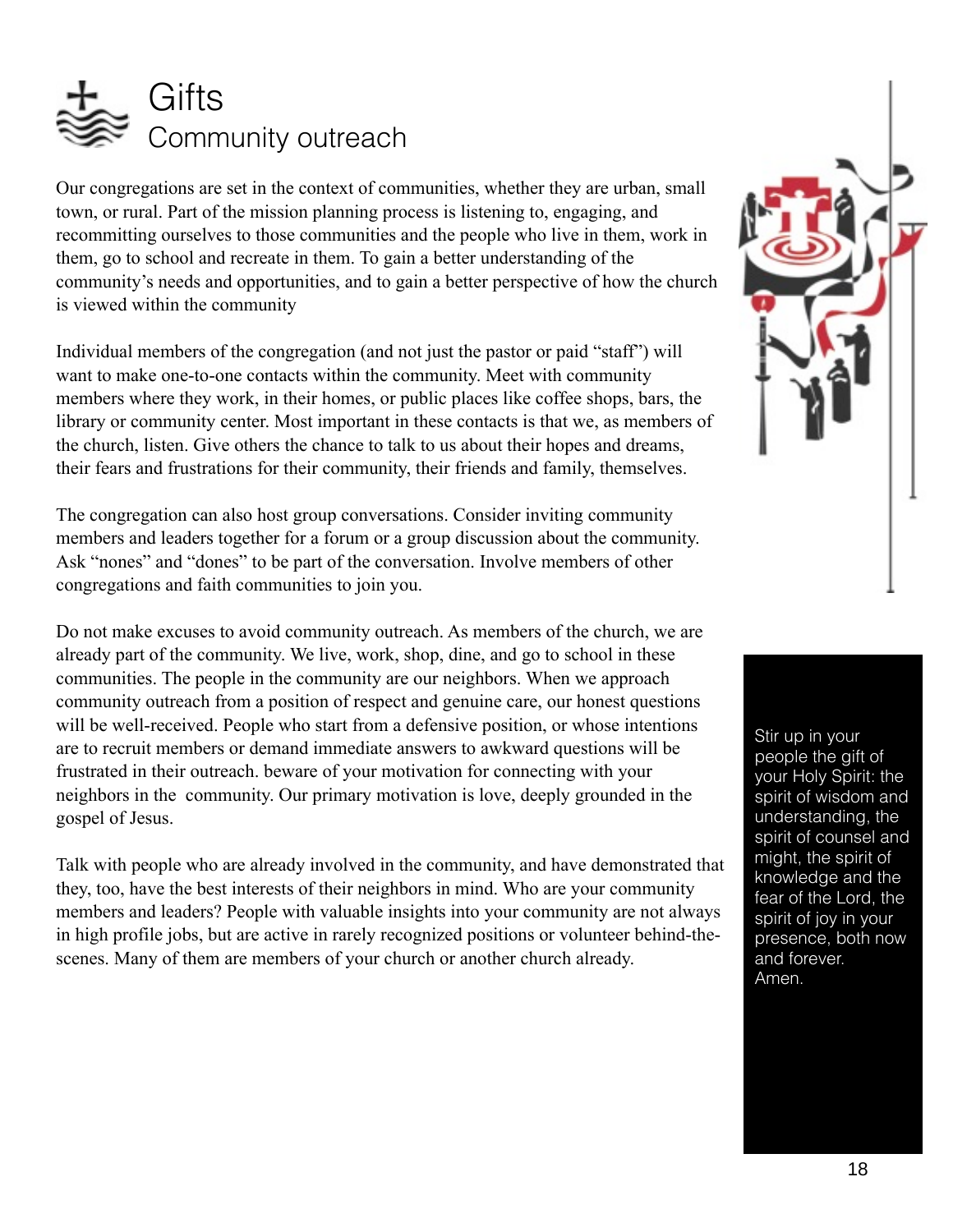# Gifts

## Community outreach

Our congregations are set in the context of communities, whether they are urban, small town, or rural. Part of the mission planning process is listening to, engaging, and recommitting ourselves to those communities and the people who live in them, work in them, go to school and recreate in them. To gain a better understanding of the community's needs and opportunities, and to gain a better perspective of how the church is viewed within the community

Individual members of the congregation (and not just the pastor or paid "staff") will want to make one-to-one contacts within the community. Meet with community members where they work, in their homes, or public places like coffee shops, bars, the library or community center. Most important in these contacts is that we, as members of the church, listen. Give others the chance to talk to us about their hopes and dreams, their fears and frustrations for their community, their friends and family, themselves.

The congregation can also host group conversations. Consider inviting community members and leaders together for a forum or a group discussion about the community. Ask "nones" and "dones" to be part of the conversation. Involve members of other congregations and faith communities to join you.

Do not make excuses to avoid community outreach. As members of the church, we are already part of the community. We live, work, shop, dine, and go to school in these communities. The people in the community are our neighbors. When we approach community outreach from a position of respect and genuine care, our honest questions will be well-received. People who start from a defensive position, or whose intentions are to recruit members or demand immediate answers to awkward questions will be frustrated in their outreach. beware of your motivation for connecting with your neighbors in the community. Our primary motivation is love, deeply grounded in the gospel of Jesus.

Talk with people who are already involved in the community, and have demonstrated that they, too, have the best interests of their neighbors in mind. Who are your community members and leaders? People with valuable insights into your community are not always in high profile jobs, but are active in rarely recognized positions or volunteer behind-the-scenes. Many of them are members of your church or another church already.

Stir up in your people the gift of your Holy Spirit: the spirit of wisdom and understanding, the spirit of counsel and might, the spirit of knowledge and the fear of the Lord, the spirit of joy in your presence, both now and forever. Amen.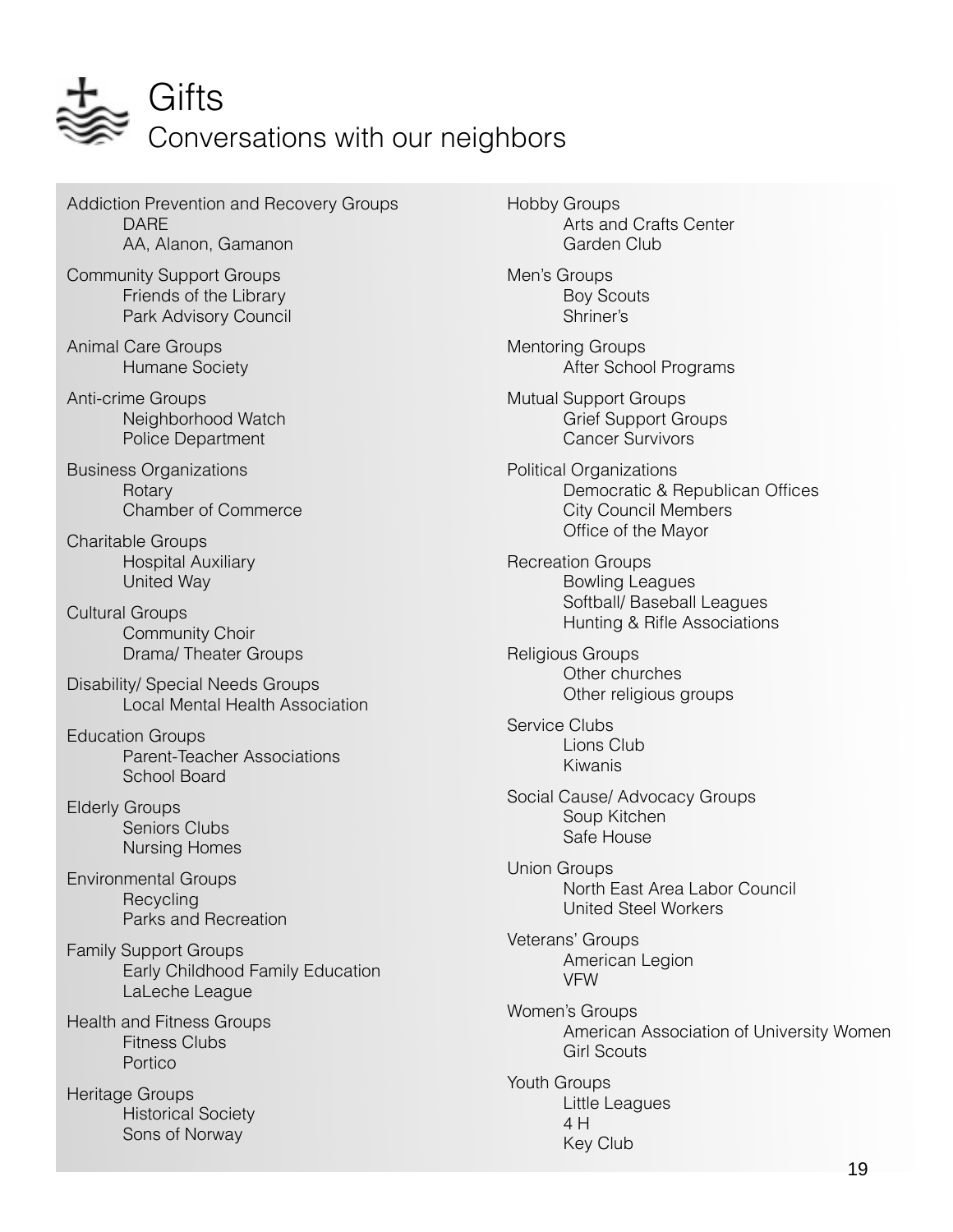# Gifts

## Conversations with our neighbors

- Addiction Prevention and Recovery Groups
  - DARE
  - AA, Alanon, Gamanon
- Community Support Groups
  - Friends of the Library
  - Park Advisory Council
- Animal Care Groups
  - Humane Society
- Anti-crime Groups
  - Neighborhood Watch
  - Police Department
- Business Organizations
  - Rotary
  - Chamber of Commerce
- Charitable Groups
  - Hospital Auxiliary
  - United Way
- Cultural Groups
  - Community Choir
  - Drama/ Theater Groups
- Disability/ Special Needs Groups
  - Local Mental Health Association
- Education Groups
  - Parent-Teacher Associations
  - School Board
- Elderly Groups
  - Seniors Clubs
  - Nursing Homes
- Environmental Groups
  - Recycling
  - Parks and Recreation
- Family Support Groups
  - Early Childhood Family Education
  - LaLeche League
- Health and Fitness Groups
  - Fitness Clubs
  - Portico
- Heritage Groups
  - Historical Society
  - Sons of Norway
- Hobby Groups
  - Arts and Crafts Center
  - Garden Club
- Men's Groups
  - Boy Scouts
  - Shriner's
- Mentoring Groups
  - After School Programs
- Mutual Support Groups
  - Grief Support Groups
  - Cancer Survivors
- Political Organizations
  - Democratic & Republican Offices
  - City Council Members
  - Office of the Mayor
- Recreation Groups
  - Bowling Leagues
  - Softball/ Baseball Leagues
  - Hunting & Rifle Associations
- Religious Groups
  - Other churches
  - Other religious groups
- Service Clubs
  - Lions Club
  - Kiwanis
- Social Cause/ Advocacy Groups
  - Soup Kitchen
  - Safe House
- Union Groups
  - North East Area Labor Council
  - United Steel Workers
- Veterans' Groups
  - American Legion
  - VFW
- Women's Groups
  - American Association of University Women
  - Girl Scouts
- Youth Groups
  - Little Leagues
  - 4 H
  - Key Club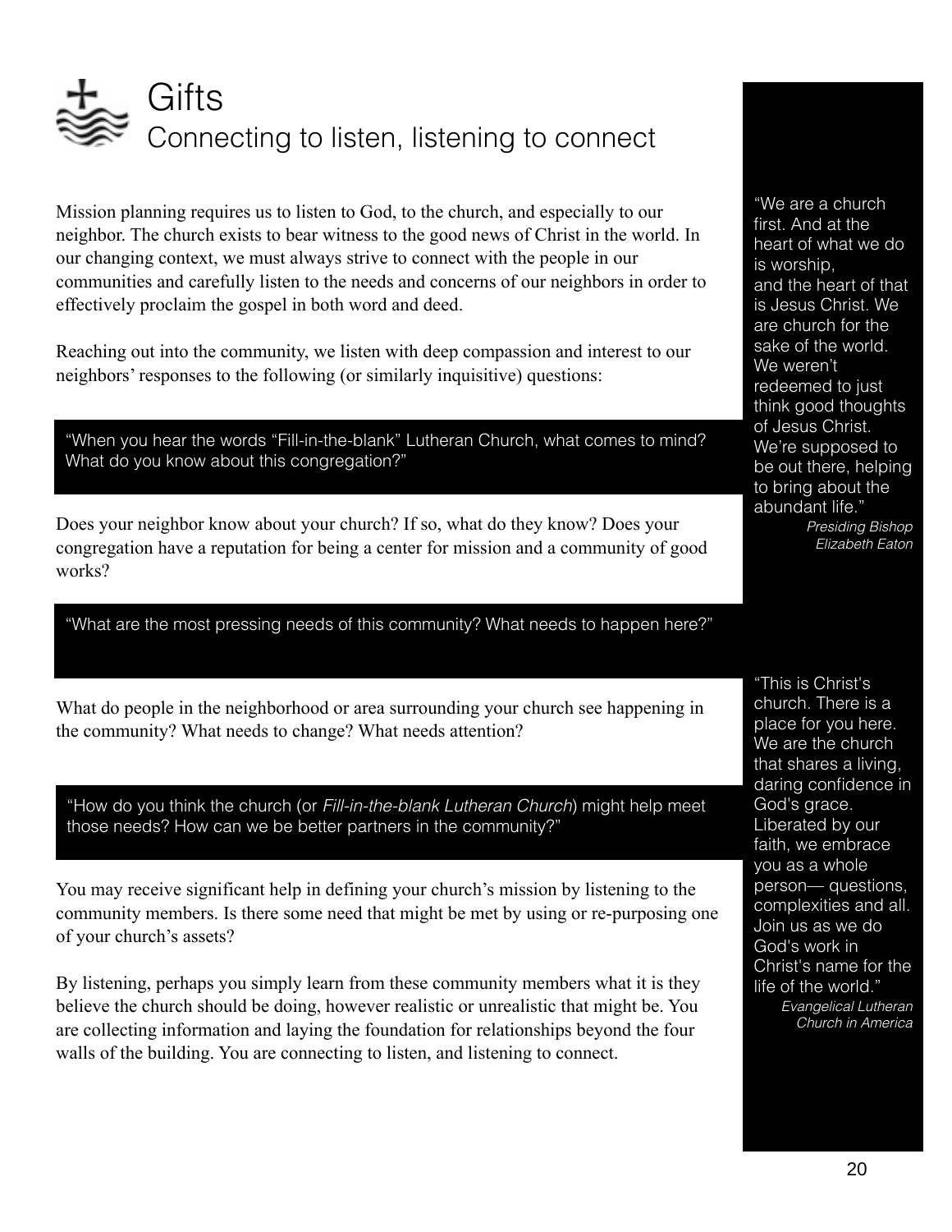# Gifts

## Connecting to listen, listening to connect

Mission planning requires us to listen to God, to the church, and especially to our neighbor. The church exists to bear witness to the good news of Christ in the world. In our changing context, we must always strive to connect with the people in our communities and carefully listen to the needs and concerns of our neighbors in order to effectively proclaim the gospel in both word and deed.

Reaching out into the community, we listen with deep compassion and interest to our neighbors' responses to the following (or similarly inquisitive) questions:

> "When you hear the words "Fill-in-the-blank" Lutheran Church, what comes to mind? What do you know about this congregation?"

Does your neighbor know about your church? If so, what do they know? Does your congregation have a reputation for being a center for mission and a community of good works?

> "What are the most pressing needs of this community? What needs to happen here?"

What do people in the neighborhood or area surrounding your church see happening in the community? What needs to change? What needs attention?

> "How do you think the church (or *Fill-in-the-blank Lutheran Church*) might help meet those needs? How can we be better partners in the community?"

You may receive significant help in defining your church's mission by listening to the community members. Is there some need that might be met by using or re-purposing one of your church's assets?

By listening, perhaps you simply learn from these community members what it is they believe the church should be doing, however realistic or unrealistic that might be. You are collecting information and laying the foundation for relationships beyond the four walls of the building. You are connecting to listen, and listening to connect.

> "We are a church first. And at the heart of what we do is worship, and the heart of that is Jesus Christ. We are church for the sake of the world. We weren't redeemed to just think good thoughts of Jesus Christ. We're supposed to be out there, helping to bring about the abundant life."
>
> *Presiding Bishop Elizabeth Eaton*

> "This is Christ's church. There is a place for you here. We are the church that shares a living, daring confidence in God's grace. Liberated by our faith, we embrace you as a whole person— questions, complexities and all. Join us as we do God's work in Christ's name for the life of the world."
>
> *Evangelical Lutheran Church in America*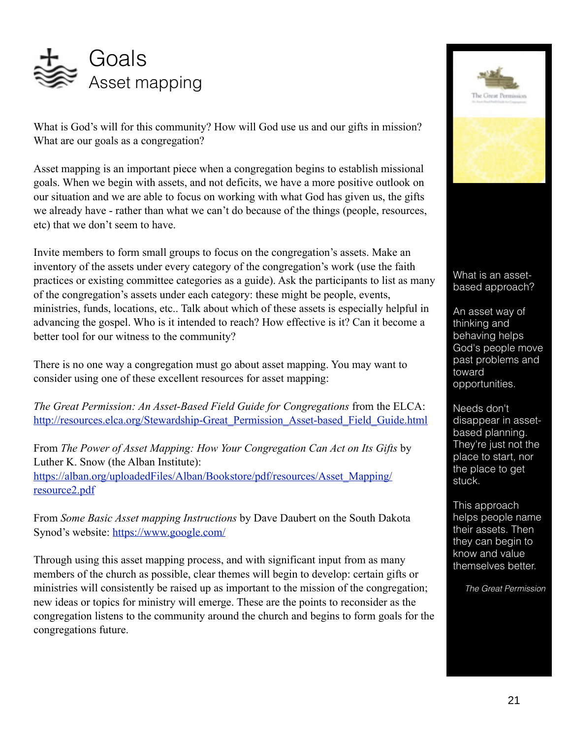# Goals

## Asset mapping

What is God's will for this community? How will God use us and our gifts in mission? What are our goals as a congregation?

Asset mapping is an important piece when a congregation begins to establish missional goals. When we begin with assets, and not deficits, we have a more positive outlook on our situation and we are able to focus on working with what God has given us, the gifts we already have - rather than what we can't do because of the things (people, resources, etc) that we don't seem to have.

Invite members to form small groups to focus on the congregation's assets. Make an inventory of the assets under every category of the congregation's work (use the faith practices or existing committee categories as a guide). Ask the participants to list as many of the congregation's assets under each category: these might be people, events, ministries, funds, locations, etc.. Talk about which of these assets is especially helpful in advancing the gospel. Who is it intended to reach? How effective is it? Can it become a better tool for our witness to the community?

There is no one way a congregation must go about asset mapping. You may want to consider using one of these excellent resources for asset mapping:

*The Great Permission: An Asset-Based Field Guide for Congregations* from the ELCA: [http://resources.elca.org/Stewardship-Great_Permission_Asset-based_Field_Guide.html](http://resources.elca.org/Stewardship-Great_Permission_Asset-based_Field_Guide.html)

From *The Power of Asset Mapping: How Your Congregation Can Act on Its Gifts* by Luther K. Snow (the Alban Institute): [https://alban.org/uploadedFiles/Alban/Bookstore/pdf/resources/Asset_Mapping/resource2.pdf](https://alban.org/uploadedFiles/Alban/Bookstore/pdf/resources/Asset_Mapping/resource2.pdf)

From *Some Basic Asset mapping Instructions* by Dave Daubert on the South Dakota Synod's website: [https://www.google.com/](https://www.google.com/)

Through using this asset mapping process, and with significant input from as many members of the church as possible, clear themes will begin to develop: certain gifts or ministries will consistently be raised up as important to the mission of the congregation; new ideas or topics for ministry will emerge. These are the points to reconsider as the congregation listens to the community around the church and begins to form goals for the congregations future.

What is an asset-based approach?

An asset way of thinking and behaving helps God's people move past problems and toward opportunities.

Needs don't disappear in asset-based planning. They're just not the place to start, nor the place to get stuck.

This approach helps people name their assets. Then they can begin to know and value themselves better.

*The Great Permission*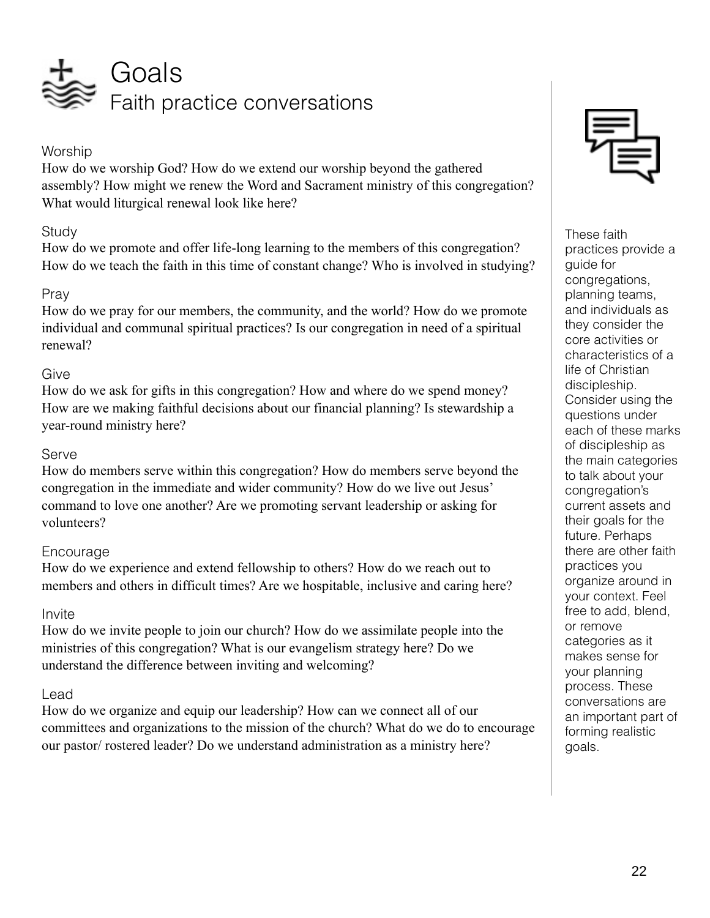# Goals
## Faith practice conversations

### Worship

How do we worship God? How do we extend our worship beyond the gathered assembly? How might we renew the Word and Sacrament ministry of this congregation? What would liturgical renewal look like here?

### Study

How do we promote and offer life-long learning to the members of this congregation? How do we teach the faith in this time of constant change? Who is involved in studying?

### Pray

How do we pray for our members, the community, and the world? How do we promote individual and communal spiritual practices? Is our congregation in need of a spiritual renewal?

### Give

How do we ask for gifts in this congregation? How and where do we spend money? How are we making faithful decisions about our financial planning? Is stewardship a year-round ministry here?

### Serve

How do members serve within this congregation? How do members serve beyond the congregation in the immediate and wider community? How do we live out Jesus' command to love one another? Are we promoting servant leadership or asking for volunteers?

### Encourage

How do we experience and extend fellowship to others? How do we reach out to members and others in difficult times? Are we hospitable, inclusive and caring here?

### Invite

How do we invite people to join our church? How do we assimilate people into the ministries of this congregation? What is our evangelism strategy here? Do we understand the difference between inviting and welcoming?

### Lead

How do we organize and equip our leadership? How can we connect all of our committees and organizations to the mission of the church? What do we do to encourage our pastor/ rostered leader? Do we understand administration as a ministry here?

These faith practices provide a guide for congregations, planning teams, and individuals as they consider the core activities or characteristics of a life of Christian discipleship. Consider using the questions under each of these marks of discipleship as the main categories to talk about your congregation's current assets and their goals for the future. Perhaps there are other faith practices you organize around in your context. Feel free to add, blend, or remove categories as it makes sense for your planning process. These conversations are an important part of forming realistic goals.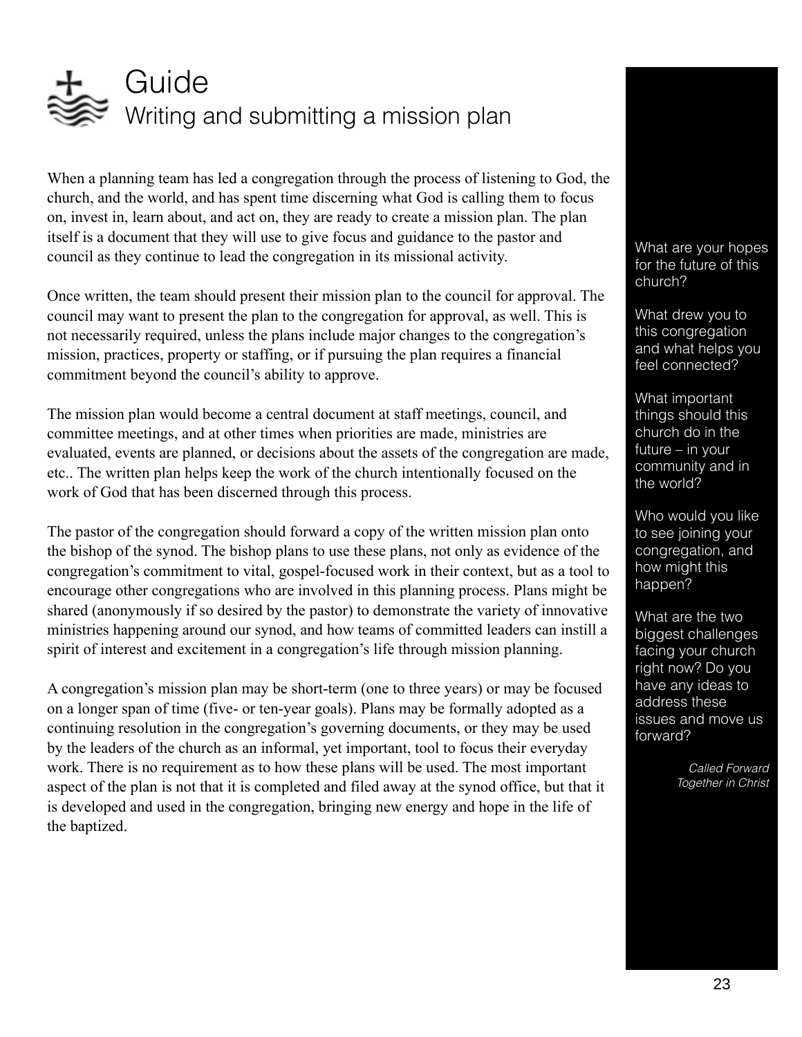# Guide

## Writing and submitting a mission plan

When a planning team has led a congregation through the process of listening to God, the church, and the world, and has spent time discerning what God is calling them to focus on, invest in, learn about, and act on, they are ready to create a mission plan. The plan itself is a document that they will use to give focus and guidance to the pastor and council as they continue to lead the congregation in its missional activity.

Once written, the team should present their mission plan to the council for approval. The council may want to present the plan to the congregation for approval, as well. This is not necessarily required, unless the plans include major changes to the congregation's mission, practices, property or staffing, or if pursuing the plan requires a financial commitment beyond the council's ability to approve.

The mission plan would become a central document at staff meetings, council, and committee meetings, and at other times when priorities are made, ministries are evaluated, events are planned, or decisions about the assets of the congregation are made, etc.. The written plan helps keep the work of the church intentionally focused on the work of God that has been discerned through this process.

The pastor of the congregation should forward a copy of the written mission plan onto the bishop of the synod. The bishop plans to use these plans, not only as evidence of the congregation's commitment to vital, gospel-focused work in their context, but as a tool to encourage other congregations who are involved in this planning process. Plans might be shared (anonymously if so desired by the pastor) to demonstrate the variety of innovative ministries happening around our synod, and how teams of committed leaders can instill a spirit of interest and excitement in a congregation's life through mission planning.

A congregation's mission plan may be short-term (one to three years) or may be focused on a longer span of time (five- or ten-year goals). Plans may be formally adopted as a continuing resolution in the congregation's governing documents, or they may be used by the leaders of the church as an informal, yet important, tool to focus their everyday work. There is no requirement as to how these plans will be used. The most important aspect of the plan is not that it is completed and filed away at the synod office, but that it is developed and used in the congregation, bringing new energy and hope in the life of the baptized.

What are your hopes for the future of this church?

What drew you to this congregation and what helps you feel connected?

What important things should this church do in the future – in your community and in the world?

Who would you like to see joining your congregation, and how might this happen?

What are the two biggest challenges facing your church right now? Do you have any ideas to address these issues and move us forward?

*Called Forward Together in Christ*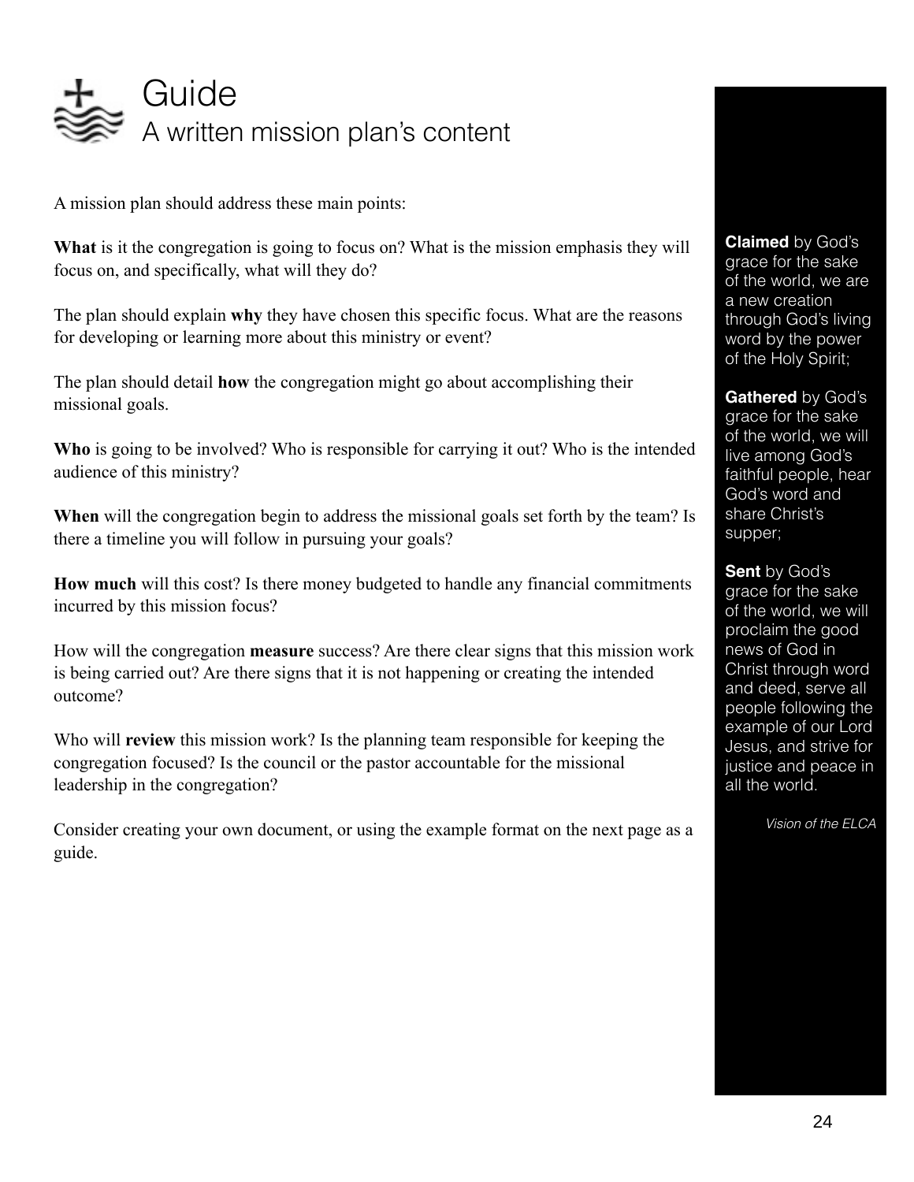# Guide

## A written mission plan's content

A mission plan should address these main points:

**What** is it the congregation is going to focus on? What is the mission emphasis they will focus on, and specifically, what will they do?

The plan should explain **why** they have chosen this specific focus. What are the reasons for developing or learning more about this ministry or event?

The plan should detail **how** the congregation might go about accomplishing their missional goals.

**Who** is going to be involved? Who is responsible for carrying it out? Who is the intended audience of this ministry?

**When** will the congregation begin to address the missional goals set forth by the team? Is there a timeline you will follow in pursuing your goals?

**How much** will this cost? Is there money budgeted to handle any financial commitments incurred by this mission focus?

How will the congregation **measure** success? Are there clear signs that this mission work is being carried out? Are there signs that it is not happening or creating the intended outcome?

Who will **review** this mission work? Is the planning team responsible for keeping the congregation focused? Is the council or the pastor accountable for the missional leadership in the congregation?

Consider creating your own document, or using the example format on the next page as a guide.

**Claimed** by God's grace for the sake of the world, we are a new creation through God's living word by the power of the Holy Spirit;

**Gathered** by God's grace for the sake of the world, we will live among God's faithful people, hear God's word and share Christ's supper;

**Sent** by God's grace for the sake of the world, we will proclaim the good news of God in Christ through word and deed, serve all people following the example of our Lord Jesus, and strive for justice and peace in all the world.

*Vision of the ELCA*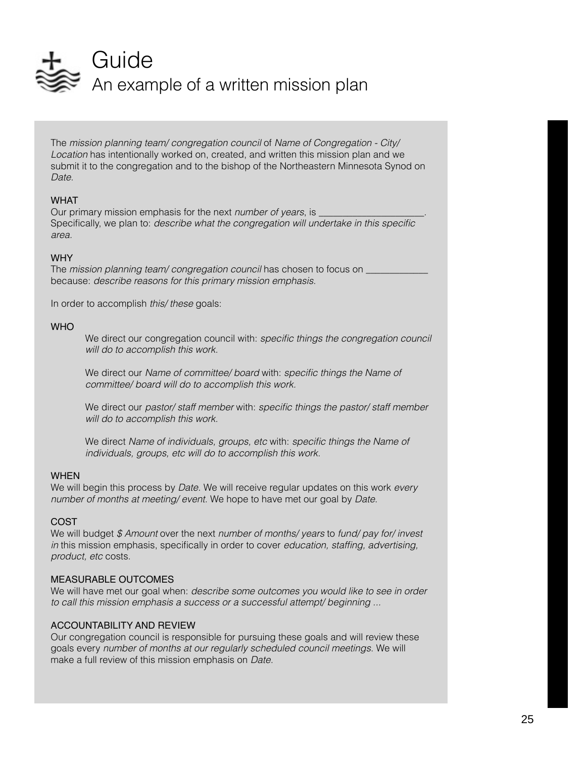# Guide

## An example of a written mission plan

The *mission planning team/ congregation council* of *Name of Congregation - City/ Location* has intentionally worked on, created, and written this mission plan and we submit it to the congregation and to the bishop of the Northeastern Minnesota Synod on *Date*.

### WHAT

Our primary mission emphasis for the next *number of years*, is \_\_\_\_\_\_\_\_\_\_\_\_\_\_\_\_\_\_\_\_. Specifically, we plan to: *describe what the congregation will undertake in this specific area.*

### WHY

The *mission planning team/ congregation council* has chosen to focus on \_\_\_\_\_\_\_\_\_\_\_\_ because: *describe reasons for this primary mission emphasis*.

In order to accomplish *this/ these* goals:

### WHO

We direct our congregation council with: *specific things the congregation council will do to accomplish this work.*

We direct our *Name of committee/ board* with: *specific things the Name of committee/ board will do to accomplish this work.*

We direct our *pastor/ staff member* with: *specific things the pastor/ staff member will do to accomplish this work.*

We direct *Name of individuals, groups, etc* with: *specific things the Name of individuals, groups, etc will do to accomplish this work.*

### WHEN

We will begin this process by *Date*. We will receive regular updates on this work *every number of months at meeting/ event.* We hope to have met our goal by *Date*.

### COST

We will budget *$ Amount* over the next *number of months/ years* to *fund/ pay for/ invest in* this mission emphasis, specifically in order to cover *education, staffing, advertising, product, etc* costs.

### MEASURABLE OUTCOMES

We will have met our goal when: *describe some outcomes you would like to see in order to call this mission emphasis a success or a successful attempt/ beginning ...*

### ACCOUNTABILITY AND REVIEW

Our congregation council is responsible for pursuing these goals and will review these goals every *number of months at our regularly scheduled council meetings*. We will make a full review of this mission emphasis on *Date*.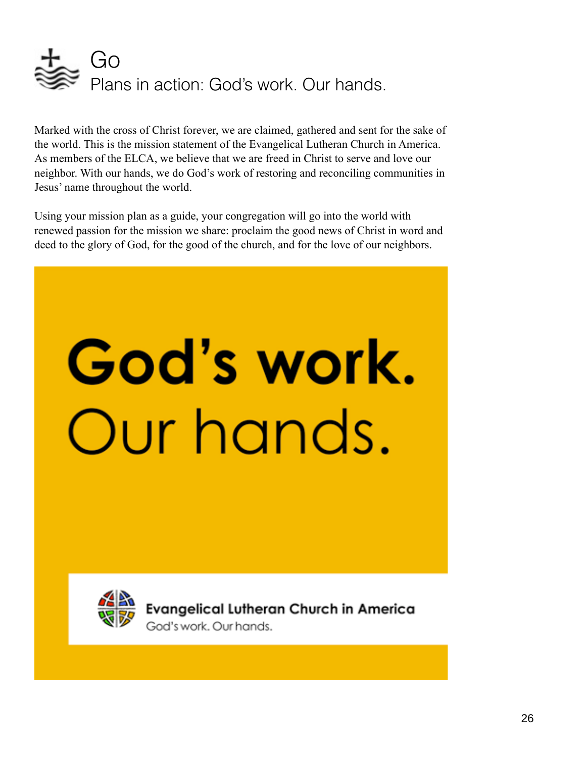# Go

## Plans in action: God's work. Our hands.

Marked with the cross of Christ forever, we are claimed, gathered and sent for the sake of the world. This is the mission statement of the Evangelical Lutheran Church in America. As members of the ELCA, we believe that we are freed in Christ to serve and love our neighbor. With our hands, we do God's work of restoring and reconciling communities in Jesus' name throughout the world.

Using your mission plan as a guide, your congregation will go into the world with renewed passion for the mission we share: proclaim the good news of Christ in word and deed to the glory of God, for the good of the church, and for the love of our neighbors.

**God's work.**
Our hands.

**Evangelical Lutheran Church in America**
God's work. Our hands.